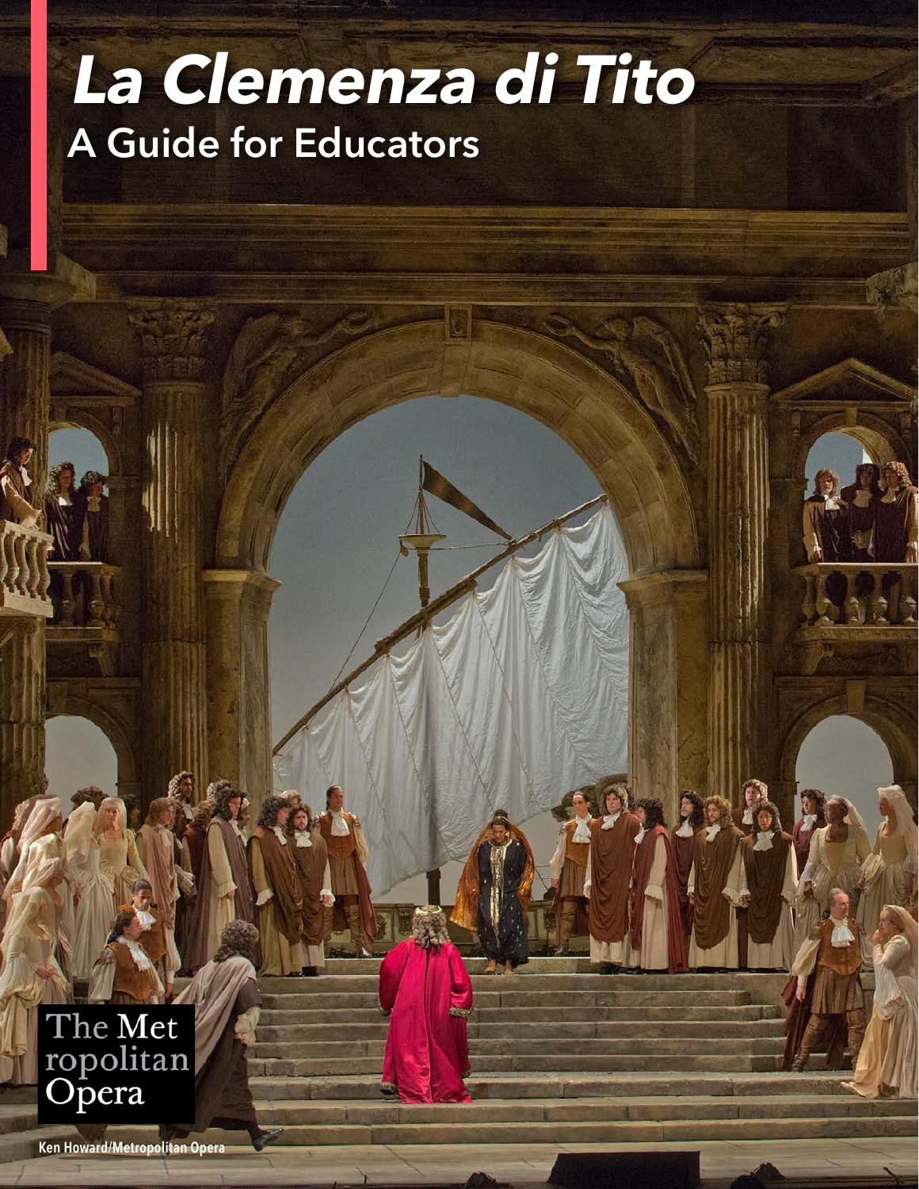# *La Clemenza di Tito*

## A Guide for Educators

The Metropolitan Opera

Ken Howard/Metropolitan Opera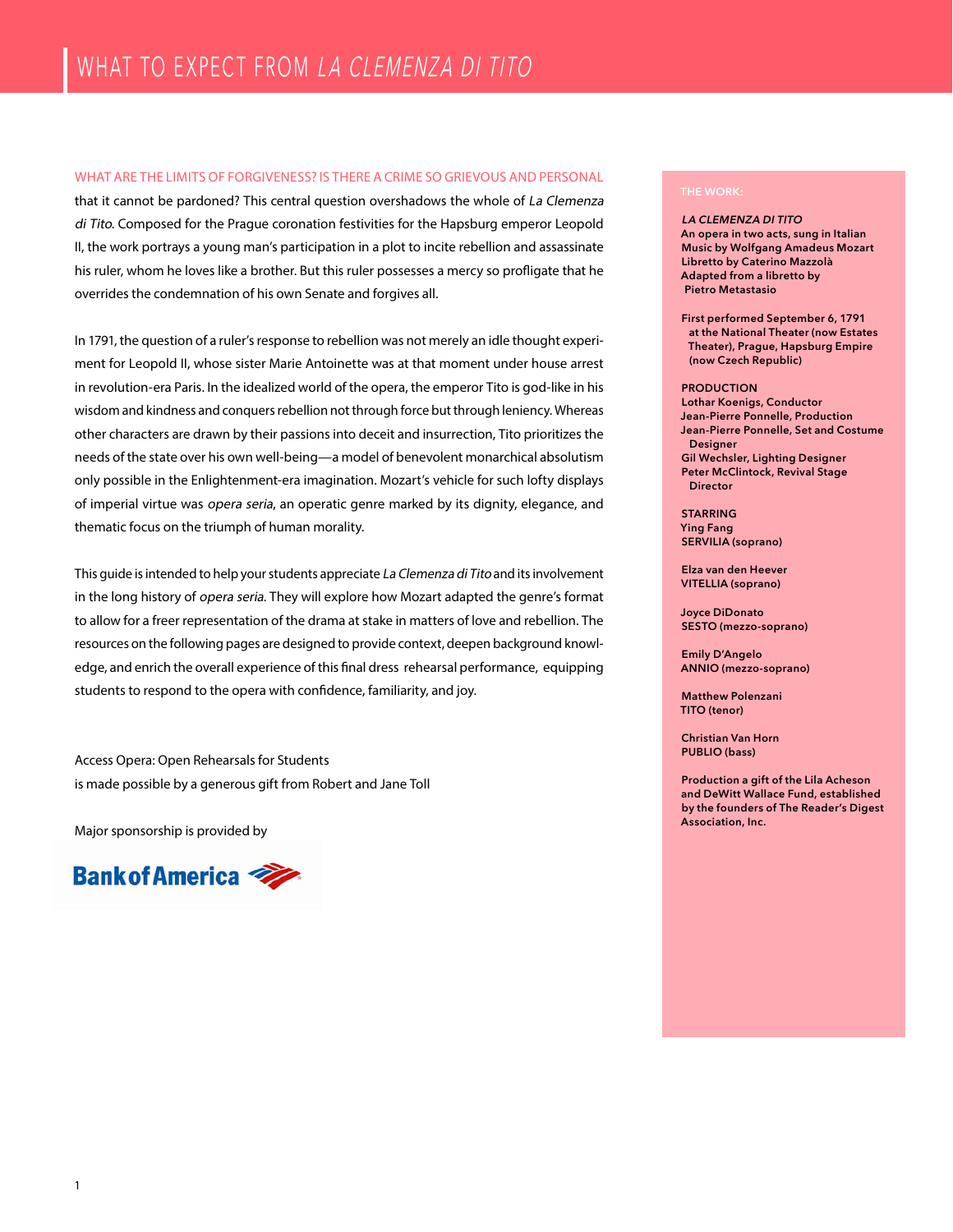# WHAT TO EXPECT FROM *LA CLEMENZA DI TITO*

WHAT ARE THE LIMITS OF FORGIVENESS? IS THERE A CRIME SO GRIEVOUS AND PERSONAL that it cannot be pardoned? This central question overshadows the whole of *La Clemenza di Tito*. Composed for the Prague coronation festivities for the Hapsburg emperor Leopold II, the work portrays a young man's participation in a plot to incite rebellion and assassinate his ruler, whom he loves like a brother. But this ruler possesses a mercy so profligate that he overrides the condemnation of his own Senate and forgives all.

In 1791, the question of a ruler's response to rebellion was not merely an idle thought experiment for Leopold II, whose sister Marie Antoinette was at that moment under house arrest in revolution-era Paris. In the idealized world of the opera, the emperor Tito is god-like in his wisdom and kindness and conquers rebellion not through force but through leniency. Whereas other characters are drawn by their passions into deceit and insurrection, Tito prioritizes the needs of the state over his own well-being—a model of benevolent monarchical absolutism only possible in the Enlightenment-era imagination. Mozart's vehicle for such lofty displays of imperial virtue was *opera seria*, an operatic genre marked by its dignity, elegance, and thematic focus on the triumph of human morality.

This guide is intended to help your students appreciate *La Clemenza di Tito* and its involvement in the long history of *opera seria*. They will explore how Mozart adapted the genre's format to allow for a freer representation of the drama at stake in matters of love and rebellion. The resources on the following pages are designed to provide context, deepen background knowledge, and enrich the overall experience of this final dress rehearsal performance, equipping students to respond to the opera with confidence, familiarity, and joy.

Access Opera: Open Rehearsals for Students
is made possible by a generous gift from Robert and Jane Toll

Major sponsorship is provided by

Bank of America

---

THE WORK:

***LA CLEMENZA DI TITO***
**An opera in two acts, sung in Italian**
**Music by Wolfgang Amadeus Mozart**
**Libretto by Caterino Mazzolà**
**Adapted from a libretto by Pietro Metastasio**

**First performed September 6, 1791 at the National Theater (now Estates Theater), Prague, Hapsburg Empire (now Czech Republic)**

**PRODUCTION**
**Lothar Koenigs, Conductor**
**Jean-Pierre Ponnelle, Production**
**Jean-Pierre Ponnelle, Set and Costume Designer**
**Gil Wechsler, Lighting Designer**
**Peter McClintock, Revival Stage Director**

**STARRING**
**Ying Fang**
**SERVILIA (soprano)**

**Elza van den Heever**
**VITELLIA (soprano)**

**Joyce DiDonato**
**SESTO (mezzo-soprano)**

**Emily D'Angelo**
**ANNIO (mezzo-soprano)**

**Matthew Polenzani**
**TITO (tenor)**

**Christian Van Horn**
**PUBLIO (bass)**

**Production a gift of the Lila Acheson and DeWitt Wallace Fund, established by the founders of The Reader's Digest Association, Inc.**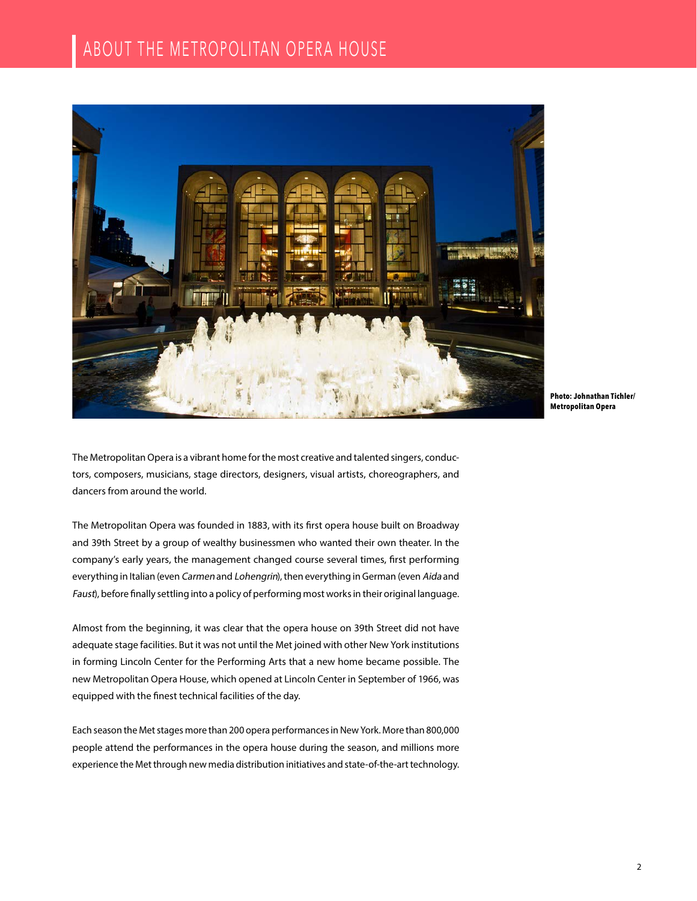# ABOUT THE METROPOLITAN OPERA HOUSE

Photo: Johnathan Tichler/ Metropolitan Opera

The Metropolitan Opera is a vibrant home for the most creative and talented singers, conductors, composers, musicians, stage directors, designers, visual artists, choreographers, and dancers from around the world.

The Metropolitan Opera was founded in 1883, with its first opera house built on Broadway and 39th Street by a group of wealthy businessmen who wanted their own theater. In the company's early years, the management changed course several times, first performing everything in Italian (even *Carmen* and *Lohengrin*), then everything in German (even *Aida* and *Faust*), before finally settling into a policy of performing most works in their original language.

Almost from the beginning, it was clear that the opera house on 39th Street did not have adequate stage facilities. But it was not until the Met joined with other New York institutions in forming Lincoln Center for the Performing Arts that a new home became possible. The new Metropolitan Opera House, which opened at Lincoln Center in September of 1966, was equipped with the finest technical facilities of the day.

Each season the Met stages more than 200 opera performances in New York. More than 800,000 people attend the performances in the opera house during the season, and millions more experience the Met through new media distribution initiatives and state-of-the-art technology.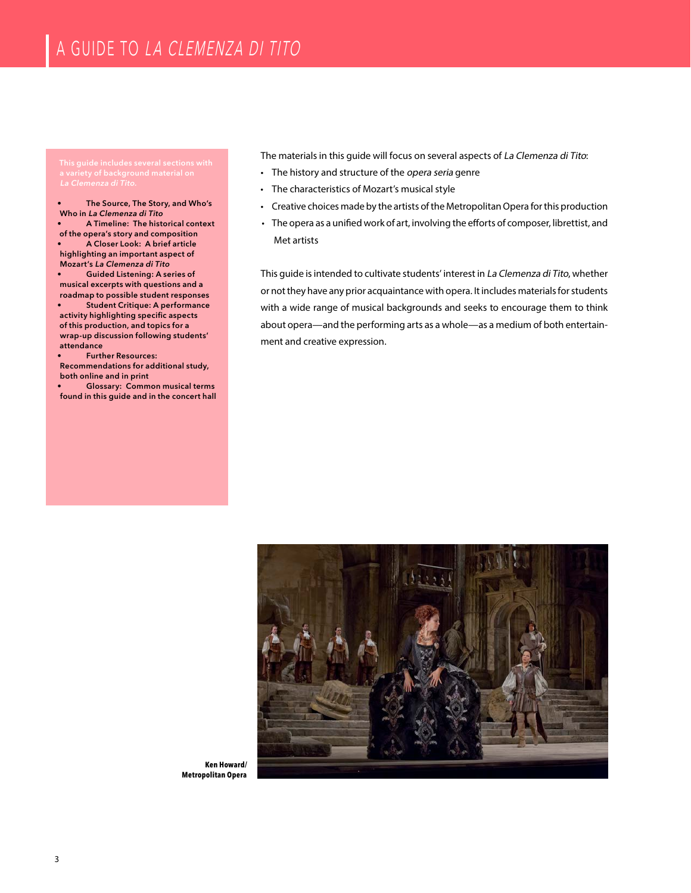This guide includes several sections with a variety of background material on *La Clemenza di Tito*.

- **The Source, The Story, and Who's Who in *La Clemenza di Tito***
- **A Timeline: The historical context of the opera's story and composition**
- **A Closer Look: A brief article highlighting an important aspect of Mozart's *La Clemenza di Tito***
- **Guided Listening: A series of musical excerpts with questions and a roadmap to possible student responses**
- **Student Critique: A performance activity highlighting specific aspects of this production, and topics for a wrap-up discussion following students' attendance**
- **Further Resources: Recommendations for additional study, both online and in print**
- **Glossary: Common musical terms found in this guide and in the concert hall**

The materials in this guide will focus on several aspects of *La Clemenza di Tito*:

- The history and structure of the *opera seria* genre
- The characteristics of Mozart's musical style
- Creative choices made by the artists of the Metropolitan Opera for this production
- The opera as a unified work of art, involving the efforts of composer, librettist, and Met artists

This guide is intended to cultivate students' interest in *La Clemenza di Tito*, whether or not they have any prior acquaintance with opera. It includes materials for students with a wide range of musical backgrounds and seeks to encourage them to think about opera—and the performing arts as a whole—as a medium of both entertainment and creative expression.

**Ken Howard/ Metropolitan Opera**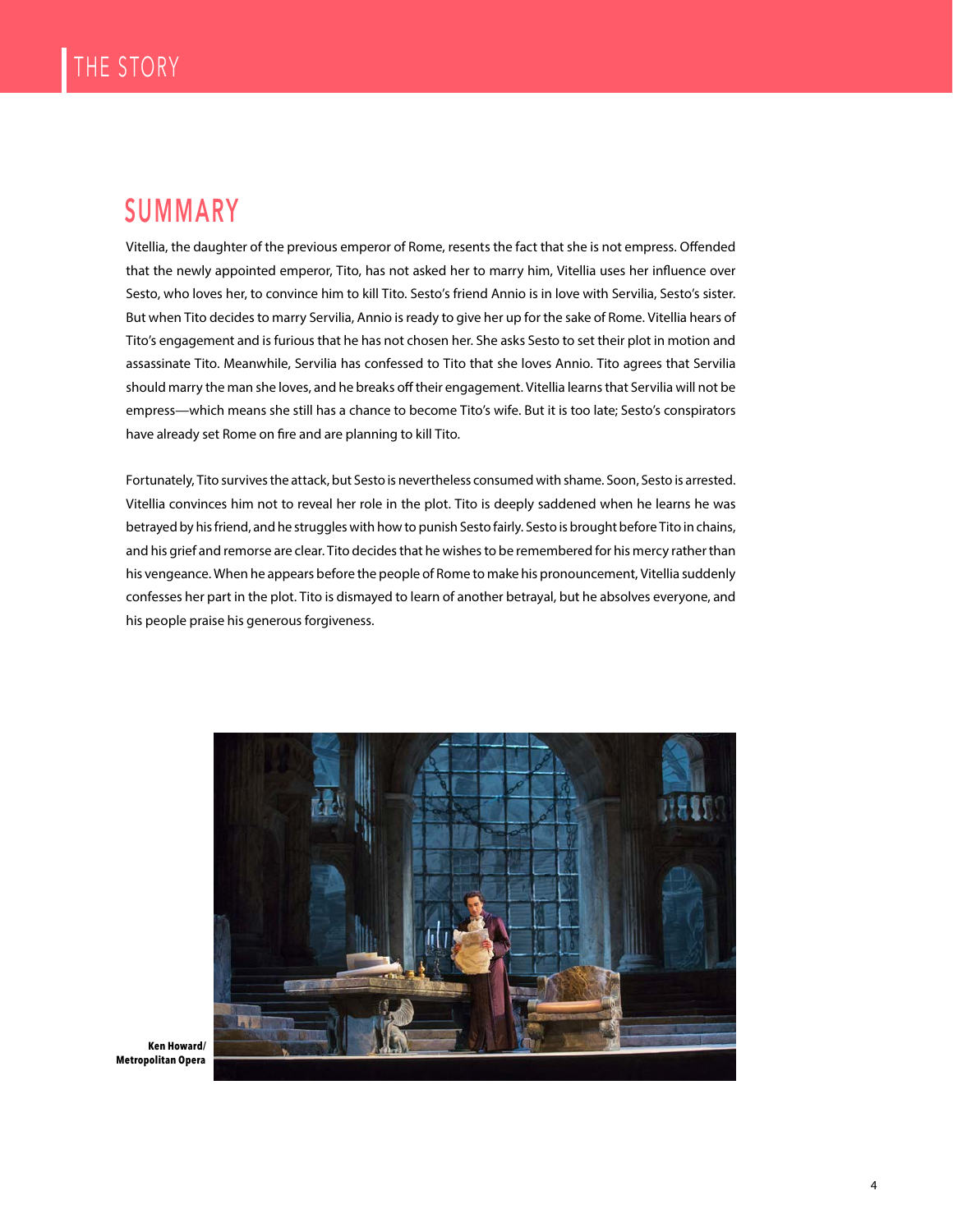# THE STORY

## SUMMARY

Vitellia, the daughter of the previous emperor of Rome, resents the fact that she is not empress. Offended that the newly appointed emperor, Tito, has not asked her to marry him, Vitellia uses her influence over Sesto, who loves her, to convince him to kill Tito. Sesto's friend Annio is in love with Servilia, Sesto's sister. But when Tito decides to marry Servilia, Annio is ready to give her up for the sake of Rome. Vitellia hears of Tito's engagement and is furious that he has not chosen her. She asks Sesto to set their plot in motion and assassinate Tito. Meanwhile, Servilia has confessed to Tito that she loves Annio. Tito agrees that Servilia should marry the man she loves, and he breaks off their engagement. Vitellia learns that Servilia will not be empress—which means she still has a chance to become Tito's wife. But it is too late; Sesto's conspirators have already set Rome on fire and are planning to kill Tito.

Fortunately, Tito survives the attack, but Sesto is nevertheless consumed with shame. Soon, Sesto is arrested. Vitellia convinces him not to reveal her role in the plot. Tito is deeply saddened when he learns he was betrayed by his friend, and he struggles with how to punish Sesto fairly. Sesto is brought before Tito in chains, and his grief and remorse are clear. Tito decides that he wishes to be remembered for his mercy rather than his vengeance. When he appears before the people of Rome to make his pronouncement, Vitellia suddenly confesses her part in the plot. Tito is dismayed to learn of another betrayal, but he absolves everyone, and his people praise his generous forgiveness.

**Ken Howard/ Metropolitan Opera**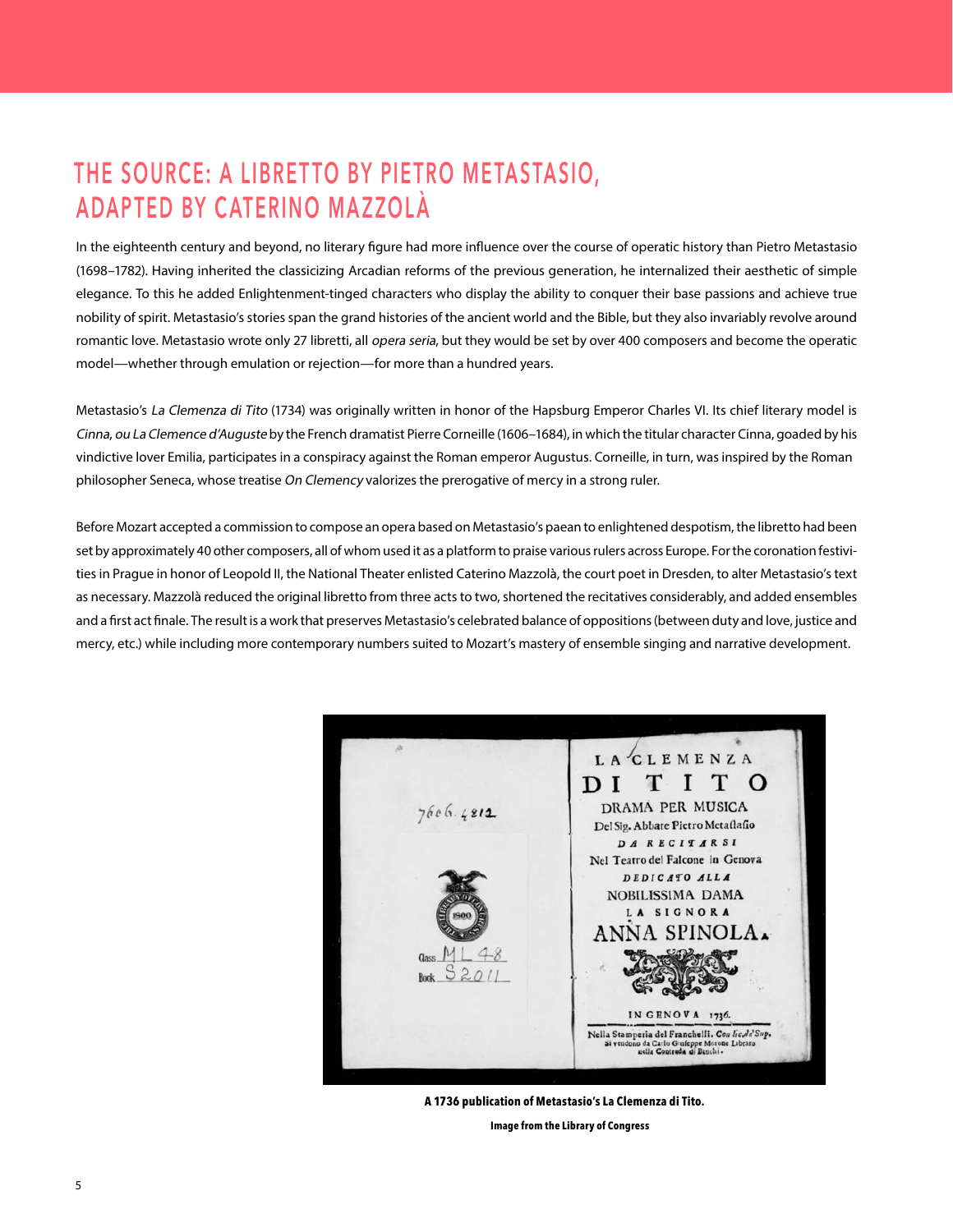# THE SOURCE: A LIBRETTO BY PIETRO METASTASIO, ADAPTED BY CATERINO MAZZOLÀ

In the eighteenth century and beyond, no literary figure had more influence over the course of operatic history than Pietro Metastasio (1698–1782). Having inherited the classicizing Arcadian reforms of the previous generation, he internalized their aesthetic of simple elegance. To this he added Enlightenment-tinged characters who display the ability to conquer their base passions and achieve true nobility of spirit. Metastasio's stories span the grand histories of the ancient world and the Bible, but they also invariably revolve around romantic love. Metastasio wrote only 27 libretti, all *opera seria*, but they would be set by over 400 composers and become the operatic model—whether through emulation or rejection—for more than a hundred years.

Metastasio's *La Clemenza di Tito* (1734) was originally written in honor of the Hapsburg Emperor Charles VI. Its chief literary model is *Cinna, ou La Clemence d'Auguste* by the French dramatist Pierre Corneille (1606–1684), in which the titular character Cinna, goaded by his vindictive lover Emilia, participates in a conspiracy against the Roman emperor Augustus. Corneille, in turn, was inspired by the Roman philosopher Seneca, whose treatise *On Clemency* valorizes the prerogative of mercy in a strong ruler.

Before Mozart accepted a commission to compose an opera based on Metastasio's paean to enlightened despotism, the libretto had been set by approximately 40 other composers, all of whom used it as a platform to praise various rulers across Europe. For the coronation festivities in Prague in honor of Leopold II, the National Theater enlisted Caterino Mazzolà, the court poet in Dresden, to alter Metastasio's text as necessary. Mazzolà reduced the original libretto from three acts to two, shortened the recitatives considerably, and added ensembles and a first act finale. The result is a work that preserves Metastasio's celebrated balance of oppositions (between duty and love, justice and mercy, etc.) while including more contemporary numbers suited to Mozart's mastery of ensemble singing and narrative development.

**A 1736 publication of Metastasio's La Clemenza di Tito.**

**Image from the Library of Congress**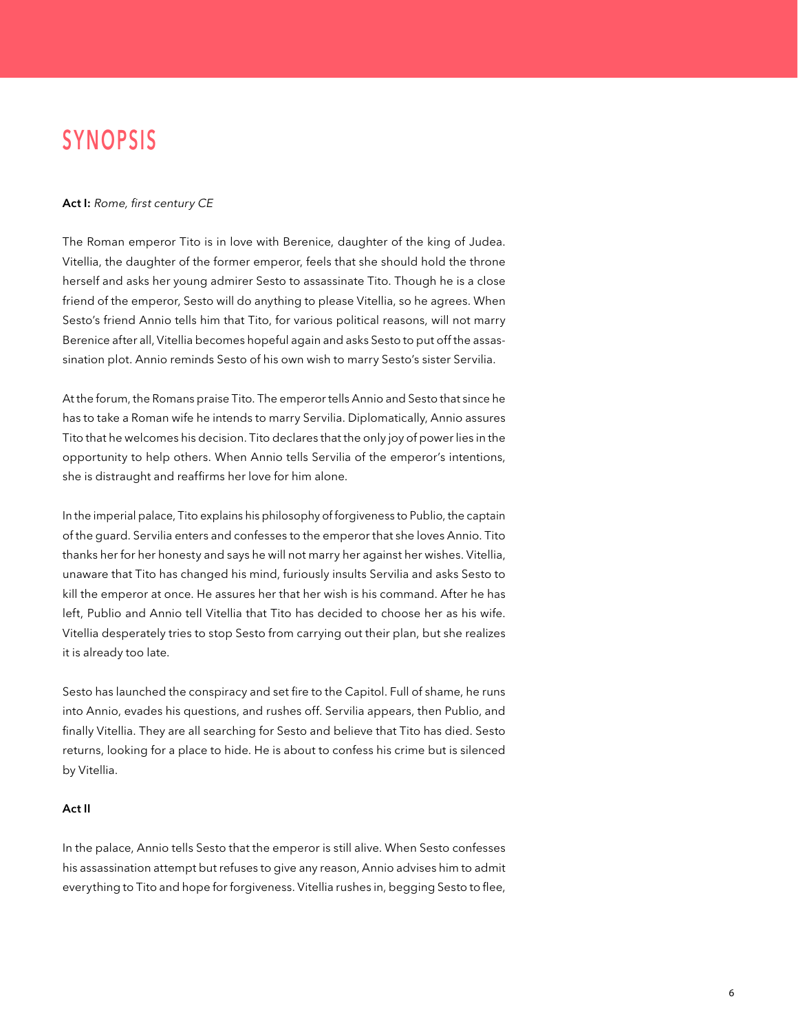# SYNOPSIS

**Act I:** *Rome, first century CE*

The Roman emperor Tito is in love with Berenice, daughter of the king of Judea. Vitellia, the daughter of the former emperor, feels that she should hold the throne herself and asks her young admirer Sesto to assassinate Tito. Though he is a close friend of the emperor, Sesto will do anything to please Vitellia, so he agrees. When Sesto's friend Annio tells him that Tito, for various political reasons, will not marry Berenice after all, Vitellia becomes hopeful again and asks Sesto to put off the assassination plot. Annio reminds Sesto of his own wish to marry Sesto's sister Servilia.

At the forum, the Romans praise Tito. The emperor tells Annio and Sesto that since he has to take a Roman wife he intends to marry Servilia. Diplomatically, Annio assures Tito that he welcomes his decision. Tito declares that the only joy of power lies in the opportunity to help others. When Annio tells Servilia of the emperor's intentions, she is distraught and reaffirms her love for him alone.

In the imperial palace, Tito explains his philosophy of forgiveness to Publio, the captain of the guard. Servilia enters and confesses to the emperor that she loves Annio. Tito thanks her for her honesty and says he will not marry her against her wishes. Vitellia, unaware that Tito has changed his mind, furiously insults Servilia and asks Sesto to kill the emperor at once. He assures her that her wish is his command. After he has left, Publio and Annio tell Vitellia that Tito has decided to choose her as his wife. Vitellia desperately tries to stop Sesto from carrying out their plan, but she realizes it is already too late.

Sesto has launched the conspiracy and set fire to the Capitol. Full of shame, he runs into Annio, evades his questions, and rushes off. Servilia appears, then Publio, and finally Vitellia. They are all searching for Sesto and believe that Tito has died. Sesto returns, looking for a place to hide. He is about to confess his crime but is silenced by Vitellia.

**Act II**

In the palace, Annio tells Sesto that the emperor is still alive. When Sesto confesses his assassination attempt but refuses to give any reason, Annio advises him to admit everything to Tito and hope for forgiveness. Vitellia rushes in, begging Sesto to flee,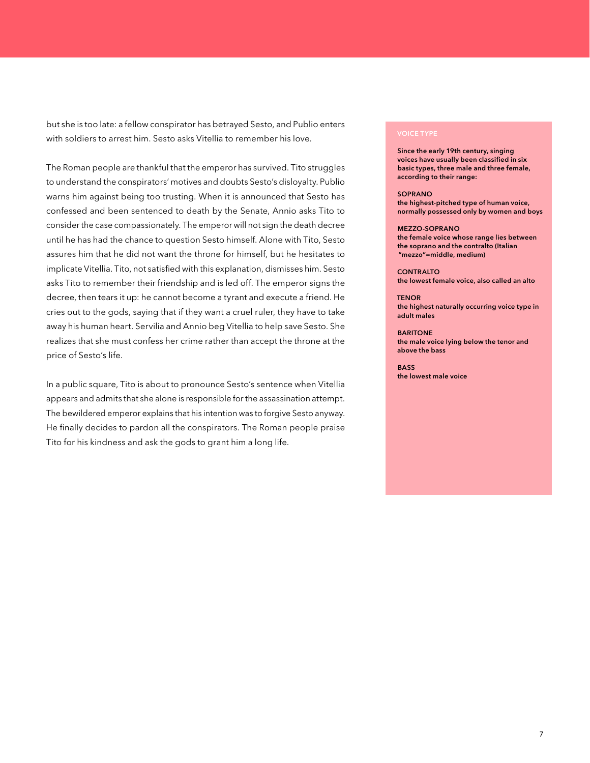but she is too late: a fellow conspirator has betrayed Sesto, and Publio enters with soldiers to arrest him. Sesto asks Vitellia to remember his love.

The Roman people are thankful that the emperor has survived. Tito struggles to understand the conspirators' motives and doubts Sesto's disloyalty. Publio warns him against being too trusting. When it is announced that Sesto has confessed and been sentenced to death by the Senate, Annio asks Tito to consider the case compassionately. The emperor will not sign the death decree until he has had the chance to question Sesto himself. Alone with Tito, Sesto assures him that he did not want the throne for himself, but he hesitates to implicate Vitellia. Tito, not satisfied with this explanation, dismisses him. Sesto asks Tito to remember their friendship and is led off. The emperor signs the decree, then tears it up: he cannot become a tyrant and execute a friend. He cries out to the gods, saying that if they want a cruel ruler, they have to take away his human heart. Servilia and Annio beg Vitellia to help save Sesto. She realizes that she must confess her crime rather than accept the throne at the price of Sesto's life.

In a public square, Tito is about to pronounce Sesto's sentence when Vitellia appears and admits that she alone is responsible for the assassination attempt. The bewildered emperor explains that his intention was to forgive Sesto anyway. He finally decides to pardon all the conspirators. The Roman people praise Tito for his kindness and ask the gods to grant him a long life.

### VOICE TYPE

**Since the early 19th century, singing voices have usually been classified in six basic types, three male and three female, according to their range:**

**SOPRANO**
**the highest-pitched type of human voice, normally possessed only by women and boys**

**MEZZO-SOPRANO**
**the female voice whose range lies between the soprano and the contralto (Italian "mezzo"=middle, medium)**

**CONTRALTO**
**the lowest female voice, also called an alto**

**TENOR**
**the highest naturally occurring voice type in adult males**

**BARITONE**
**the male voice lying below the tenor and above the bass**

**BASS**
**the lowest male voice**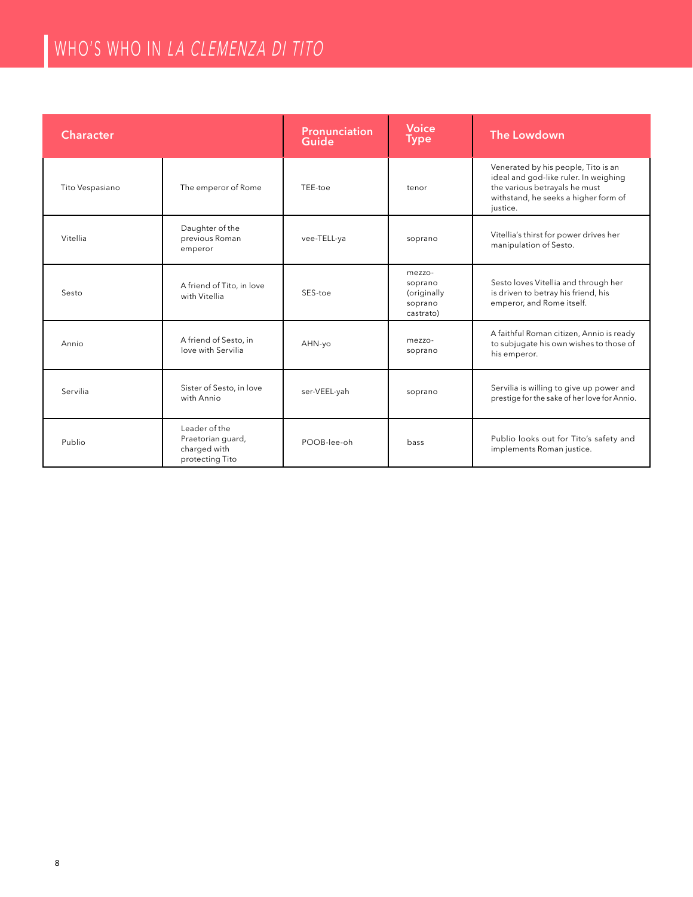# WHO'S WHO IN *LA CLEMENZA DI TITO*

| Character | | Pronunciation Guide | Voice Type | The Lowdown |
|---|---|---|---|---|
| Tito Vespasiano | The emperor of Rome | TEE-toe | tenor | Venerated by his people, Tito is an ideal and god-like ruler. In weighing the various betrayals he must withstand, he seeks a higher form of justice. |
| Vitellia | Daughter of the previous Roman emperor | vee-TELL-ya | soprano | Vitellia's thirst for power drives her manipulation of Sesto. |
| Sesto | A friend of Tito, in love with Vitellia | SES-toe | mezzo-soprano (originally soprano castrato) | Sesto loves Vitellia and through her is driven to betray his friend, his emperor, and Rome itself. |
| Annio | A friend of Sesto, in love with Servilia | AHN-yo | mezzo-soprano | A faithful Roman citizen, Annio is ready to subjugate his own wishes to those of his emperor. |
| Servilia | Sister of Sesto, in love with Annio | ser-VEEL-yah | soprano | Servilia is willing to give up power and prestige for the sake of her love for Annio. |
| Publio | Leader of the Praetorian guard, charged with protecting Tito | POOB-lee-oh | bass | Publio looks out for Tito's safety and implements Roman justice. |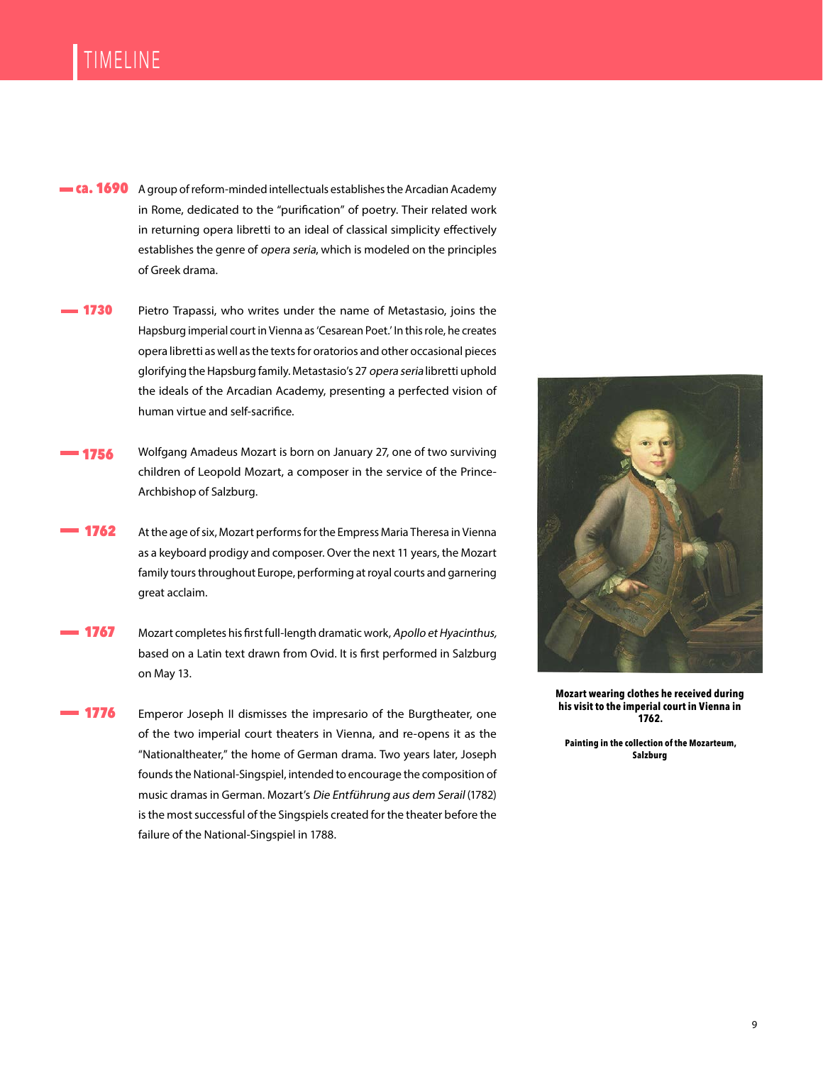# TIMELINE

**ca. 1690** A group of reform-minded intellectuals establishes the Arcadian Academy in Rome, dedicated to the "purification" of poetry. Their related work in returning opera libretti to an ideal of classical simplicity effectively establishes the genre of *opera seria*, which is modeled on the principles of Greek drama.

**1730** Pietro Trapassi, who writes under the name of Metastasio, joins the Hapsburg imperial court in Vienna as 'Cesarean Poet.' In this role, he creates opera libretti as well as the texts for oratorios and other occasional pieces glorifying the Hapsburg family. Metastasio's 27 *opera seria* libretti uphold the ideals of the Arcadian Academy, presenting a perfected vision of human virtue and self-sacrifice.

**1756** Wolfgang Amadeus Mozart is born on January 27, one of two surviving children of Leopold Mozart, a composer in the service of the Prince-Archbishop of Salzburg.

**1762** At the age of six, Mozart performs for the Empress Maria Theresa in Vienna as a keyboard prodigy and composer. Over the next 11 years, the Mozart family tours throughout Europe, performing at royal courts and garnering great acclaim.

**1767** Mozart completes his first full-length dramatic work, *Apollo et Hyacinthus,* based on a Latin text drawn from Ovid. It is first performed in Salzburg on May 13.

**1776** Emperor Joseph II dismisses the impresario of the Burgtheater, one of the two imperial court theaters in Vienna, and re-opens it as the "Nationaltheater," the home of German drama. Two years later, Joseph founds the National-Singspiel, intended to encourage the composition of music dramas in German. Mozart's *Die Entführung aus dem Serail* (1782) is the most successful of the Singspiels created for the theater before the failure of the National-Singspiel in 1788.

**Mozart wearing clothes he received during his visit to the imperial court in Vienna in 1762.**

**Painting in the collection of the Mozarteum, Salzburg**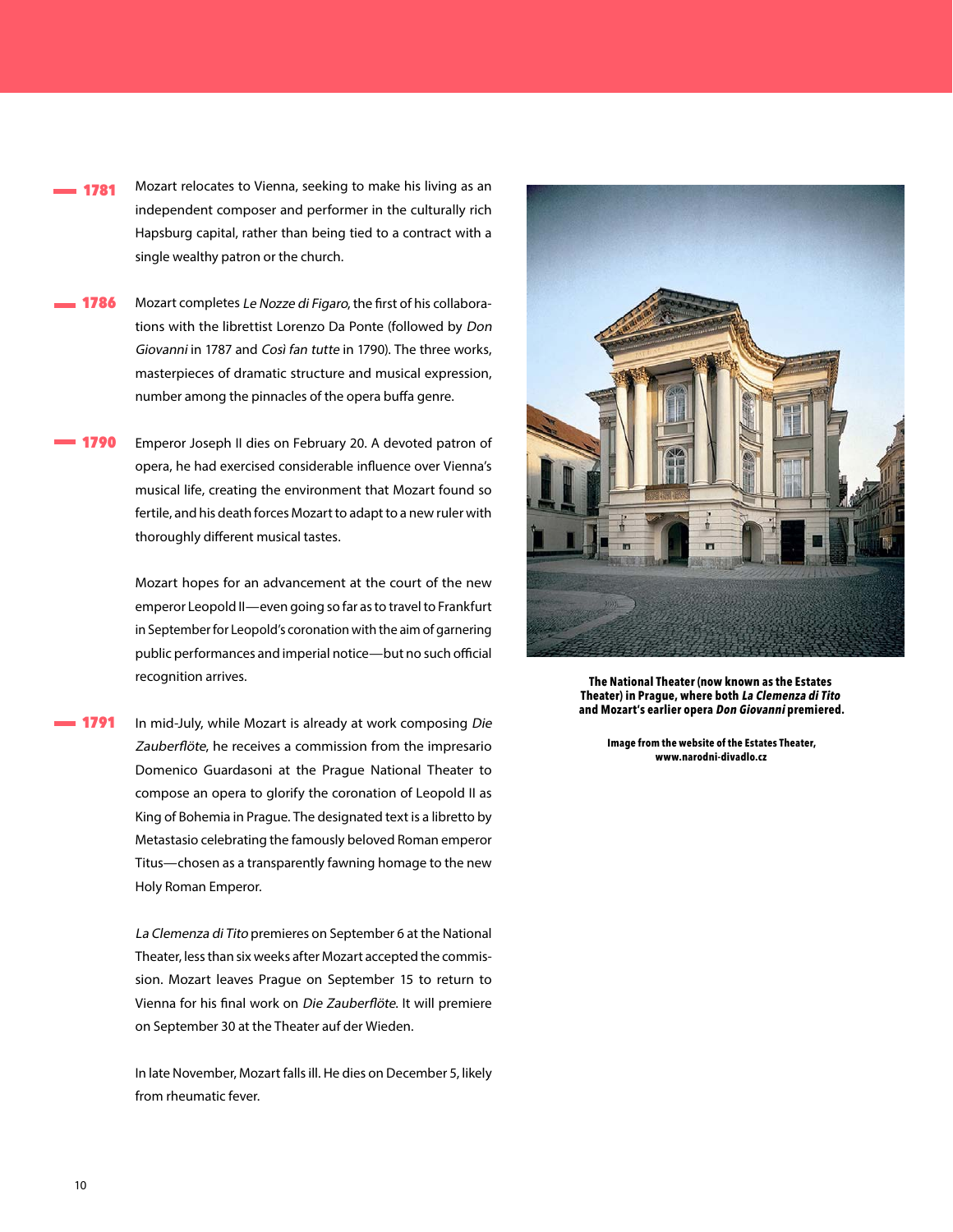**1781** Mozart relocates to Vienna, seeking to make his living as an independent composer and performer in the culturally rich Hapsburg capital, rather than being tied to a contract with a single wealthy patron or the church.

**1786** Mozart completes *Le Nozze di Figaro*, the first of his collaborations with the librettist Lorenzo Da Ponte (followed by *Don Giovanni* in 1787 and *Così fan tutte* in 1790). The three works, masterpieces of dramatic structure and musical expression, number among the pinnacles of the opera buffa genre.

**1790** Emperor Joseph II dies on February 20. A devoted patron of opera, he had exercised considerable influence over Vienna's musical life, creating the environment that Mozart found so fertile, and his death forces Mozart to adapt to a new ruler with thoroughly different musical tastes.

Mozart hopes for an advancement at the court of the new emperor Leopold II—even going so far as to travel to Frankfurt in September for Leopold's coronation with the aim of garnering public performances and imperial notice—but no such official recognition arrives.

**1791** In mid-July, while Mozart is already at work composing *Die Zauberflöte*, he receives a commission from the impresario Domenico Guardasoni at the Prague National Theater to compose an opera to glorify the coronation of Leopold II as King of Bohemia in Prague. The designated text is a libretto by Metastasio celebrating the famously beloved Roman emperor Titus—chosen as a transparently fawning homage to the new Holy Roman Emperor.

*La Clemenza di Tito* premieres on September 6 at the National Theater, less than six weeks after Mozart accepted the commission. Mozart leaves Prague on September 15 to return to Vienna for his final work on *Die Zauberflöte*. It will premiere on September 30 at the Theater auf der Wieden.

In late November, Mozart falls ill. He dies on December 5, likely from rheumatic fever.

**The National Theater (now known as the Estates Theater) in Prague, where both *La Clemenza di Tito* and Mozart's earlier opera *Don Giovanni* premiered.**

**Image from the website of the Estates Theater, www.narodni-divadlo.cz**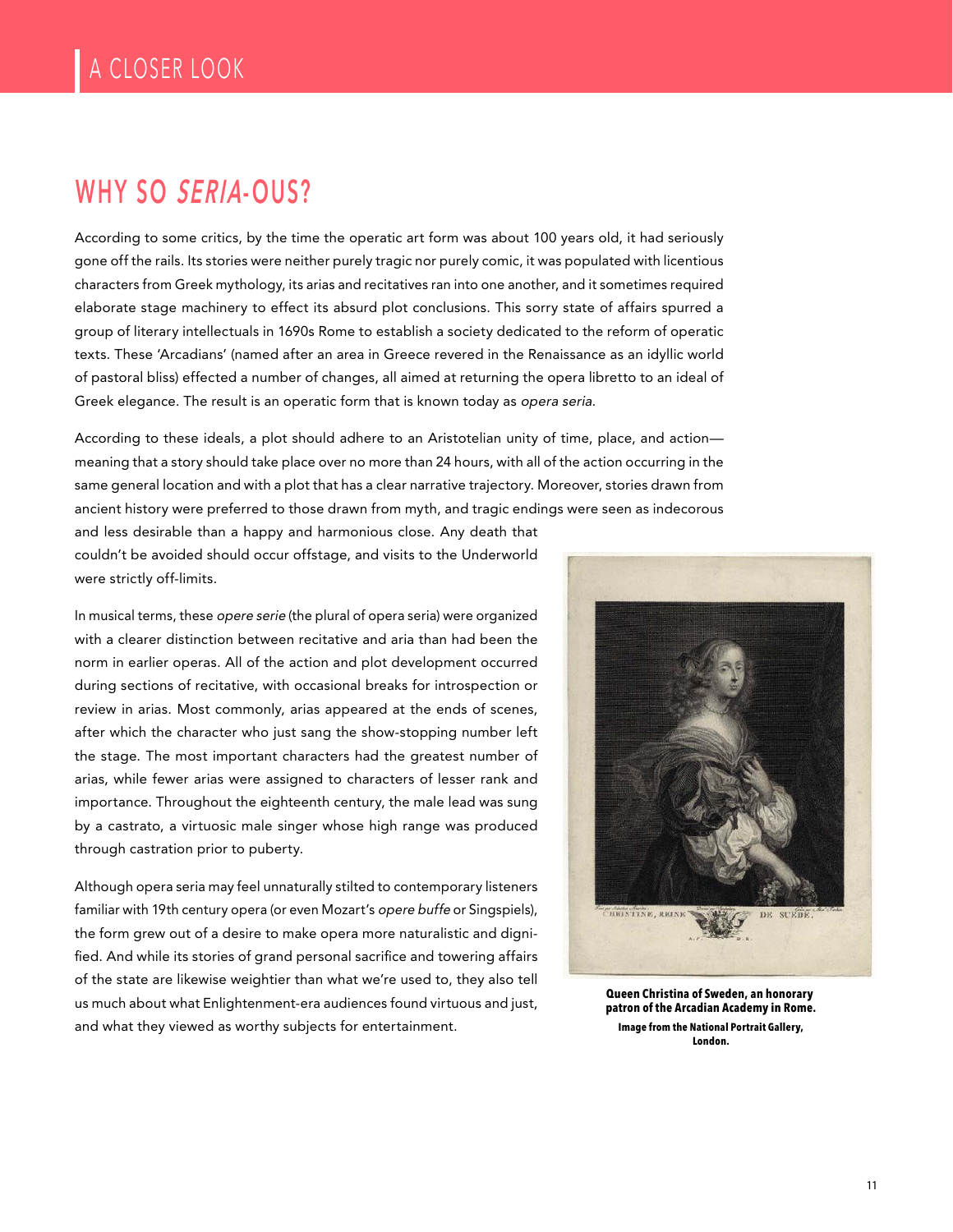# WHY SO *SERIA*-OUS?

According to some critics, by the time the operatic art form was about 100 years old, it had seriously gone off the rails. Its stories were neither purely tragic nor purely comic, it was populated with licentious characters from Greek mythology, its arias and recitatives ran into one another, and it sometimes required elaborate stage machinery to effect its absurd plot conclusions. This sorry state of affairs spurred a group of literary intellectuals in 1690s Rome to establish a society dedicated to the reform of operatic texts. These 'Arcadians' (named after an area in Greece revered in the Renaissance as an idyllic world of pastoral bliss) effected a number of changes, all aimed at returning the opera libretto to an ideal of Greek elegance. The result is an operatic form that is known today as *opera seria.*

According to these ideals, a plot should adhere to an Aristotelian unity of time, place, and action—meaning that a story should take place over no more than 24 hours, with all of the action occurring in the same general location and with a plot that has a clear narrative trajectory. Moreover, stories drawn from ancient history were preferred to those drawn from myth, and tragic endings were seen as indecorous and less desirable than a happy and harmonious close. Any death that couldn't be avoided should occur offstage, and visits to the Underworld were strictly off-limits.

In musical terms, these *opere serie* (the plural of opera seria) were organized with a clearer distinction between recitative and aria than had been the norm in earlier operas. All of the action and plot development occurred during sections of recitative, with occasional breaks for introspection or review in arias. Most commonly, arias appeared at the ends of scenes, after which the character who just sang the show-stopping number left the stage. The most important characters had the greatest number of arias, while fewer arias were assigned to characters of lesser rank and importance. Throughout the eighteenth century, the male lead was sung by a castrato, a virtuosic male singer whose high range was produced through castration prior to puberty.

Although opera seria may feel unnaturally stilted to contemporary listeners familiar with 19th century opera (or even Mozart's *opere buffe* or Singspiels), the form grew out of a desire to make opera more naturalistic and dignified. And while its stories of grand personal sacrifice and towering affairs of the state are likewise weightier than what we're used to, they also tell us much about what Enlightenment-era audiences found virtuous and just, and what they viewed as worthy subjects for entertainment.

**Queen Christina of Sweden, an honorary patron of the Arcadian Academy in Rome.**

**Image from the National Portrait Gallery, London.**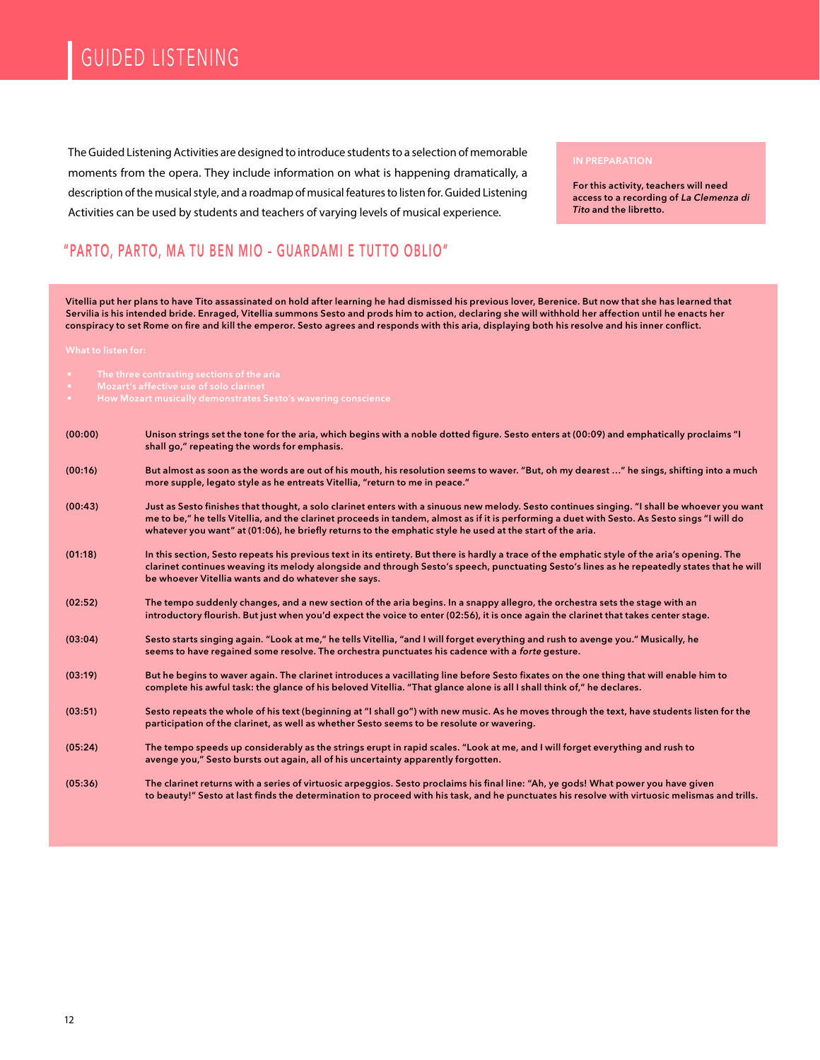# GUIDED LISTENING

The Guided Listening Activities are designed to introduce students to a selection of memorable moments from the opera. They include information on what is happening dramatically, a description of the musical style, and a roadmap of musical features to listen for. Guided Listening Activities can be used by students and teachers of varying levels of musical experience.

**IN PREPARATION**

**For this activity, teachers will need access to a recording of *La Clemenza di Tito* and the libretto.**

## "PARTO, PARTO, MA TU BEN MIO - GUARDAMI E TUTTO OBLIO"

**Vitellia put her plans to have Tito assassinated on hold after learning he had dismissed his previous lover, Berenice. But now that she has learned that Servilia is his intended bride. Enraged, Vitellia summons Sesto and prods him to action, declaring she will withhold her affection until he enacts her conspiracy to set Rome on fire and kill the emperor. Sesto agrees and responds with this aria, displaying both his resolve and his inner conflict.**

**What to listen for:**

- The three contrasting sections of the aria
- Mozart's affective use of solo clarinet
- How Mozart musically demonstrates Sesto's wavering conscience

**(00:00)** Unison strings set the tone for the aria, which begins with a noble dotted figure. Sesto enters at (00:09) and emphatically proclaims "I shall go," repeating the words for emphasis.

**(00:16)** But almost as soon as the words are out of his mouth, his resolution seems to waver. "But, oh my dearest …" he sings, shifting into a much more supple, legato style as he entreats Vitellia, "return to me in peace."

**(00:43)** Just as Sesto finishes that thought, a solo clarinet enters with a sinuous new melody. Sesto continues singing. "I shall be whoever you want me to be," he tells Vitellia, and the clarinet proceeds in tandem, almost as if it is performing a duet with Sesto. As Sesto sings "I will do whatever you want" at (01:06), he briefly returns to the emphatic style he used at the start of the aria.

**(01:18)** In this section, Sesto repeats his previous text in its entirety. But there is hardly a trace of the emphatic style of the aria's opening. The clarinet continues weaving its melody alongside and through Sesto's speech, punctuating Sesto's lines as he repeatedly states that he will be whoever Vitellia wants and do whatever she says.

**(02:52)** The tempo suddenly changes, and a new section of the aria begins. In a snappy allegro, the orchestra sets the stage with an introductory flourish. But just when you'd expect the voice to enter (02:56), it is once again the clarinet that takes center stage.

**(03:04)** Sesto starts singing again. "Look at me," he tells Vitellia, "and I will forget everything and rush to avenge you." Musically, he seems to have regained some resolve. The orchestra punctuates his cadence with a *forte* gesture.

**(03:19)** But he begins to waver again. The clarinet introduces a vacillating line before Sesto fixates on the one thing that will enable him to complete his awful task: the glance of his beloved Vitellia. "That glance alone is all I shall think of," he declares.

**(03:51)** Sesto repeats the whole of his text (beginning at "I shall go") with new music. As he moves through the text, have students listen for the participation of the clarinet, as well as whether Sesto seems to be resolute or wavering.

**(05:24)** The tempo speeds up considerably as the strings erupt in rapid scales. "Look at me, and I will forget everything and rush to avenge you," Sesto bursts out again, all of his uncertainty apparently forgotten.

**(05:36)** The clarinet returns with a series of virtuosic arpeggios. Sesto proclaims his final line: "Ah, ye gods! What power you have given to beauty!" Sesto at last finds the determination to proceed with his task, and he punctuates his resolve with virtuosic melismas and trills.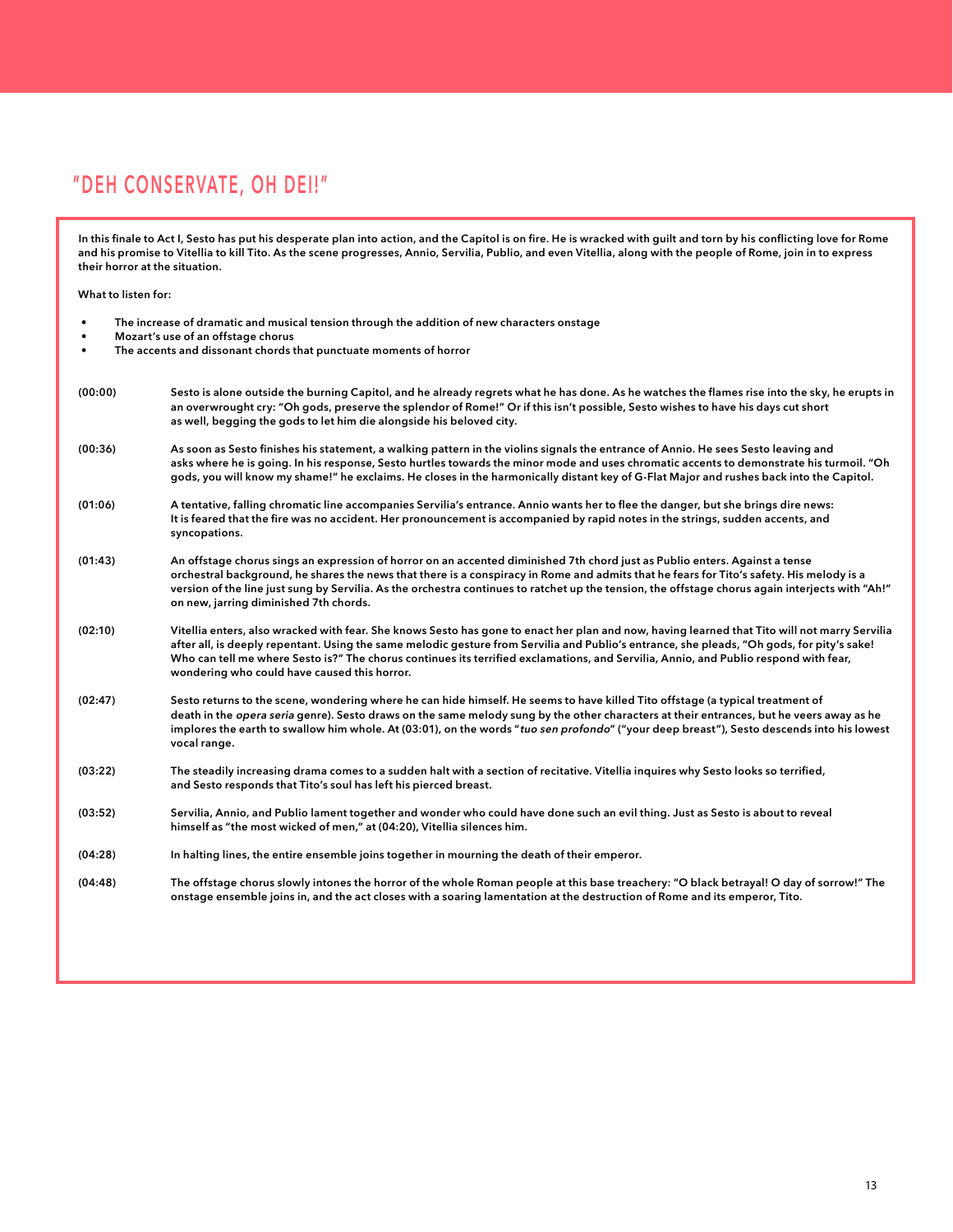## "DEH CONSERVATE, OH DEI!"

**In this finale to Act I, Sesto has put his desperate plan into action, and the Capitol is on fire. He is wracked with guilt and torn by his conflicting love for Rome and his promise to Vitellia to kill Tito. As the scene progresses, Annio, Servilia, Publio, and even Vitellia, along with the people of Rome, join in to express their horror at the situation.**

**What to listen for:**

- **The increase of dramatic and musical tension through the addition of new characters onstage**
- **Mozart's use of an offstage chorus**
- **The accents and dissonant chords that punctuate moments of horror**

**(00:00)** Sesto is alone outside the burning Capitol, and he already regrets what he has done. As he watches the flames rise into the sky, he erupts in an overwrought cry: "Oh gods, preserve the splendor of Rome!" Or if this isn't possible, Sesto wishes to have his days cut short as well, begging the gods to let him die alongside his beloved city.

**(00:36)** As soon as Sesto finishes his statement, a walking pattern in the violins signals the entrance of Annio. He sees Sesto leaving and asks where he is going. In his response, Sesto hurtles towards the minor mode and uses chromatic accents to demonstrate his turmoil. "Oh gods, you will know my shame!" he exclaims. He closes in the harmonically distant key of G-Flat Major and rushes back into the Capitol.

**(01:06)** A tentative, falling chromatic line accompanies Servilia's entrance. Annio wants her to flee the danger, but she brings dire news: It is feared that the fire was no accident. Her pronouncement is accompanied by rapid notes in the strings, sudden accents, and syncopations.

**(01:43)** An offstage chorus sings an expression of horror on an accented diminished 7th chord just as Publio enters. Against a tense orchestral background, he shares the news that there is a conspiracy in Rome and admits that he fears for Tito's safety. His melody is a version of the line just sung by Servilia. As the orchestra continues to ratchet up the tension, the offstage chorus again interjects with "Ah!" on new, jarring diminished 7th chords.

**(02:10)** Vitellia enters, also wracked with fear. She knows Sesto has gone to enact her plan and now, having learned that Tito will not marry Servilia after all, is deeply repentant. Using the same melodic gesture from Servilia and Publio's entrance, she pleads, "Oh gods, for pity's sake! Who can tell me where Sesto is?" The chorus continues its terrified exclamations, and Servilia, Annio, and Publio respond with fear, wondering who could have caused this horror.

**(02:47)** Sesto returns to the scene, wondering where he can hide himself. He seems to have killed Tito offstage (a typical treatment of death in the *opera seria* genre). Sesto draws on the same melody sung by the other characters at their entrances, but he veers away as he implores the earth to swallow him whole. At (03:01), on the words "*tuo sen profondo*" ("your deep breast"), Sesto descends into his lowest vocal range.

**(03:22)** The steadily increasing drama comes to a sudden halt with a section of recitative. Vitellia inquires why Sesto looks so terrified, and Sesto responds that Tito's soul has left his pierced breast.

**(03:52)** Servilia, Annio, and Publio lament together and wonder who could have done such an evil thing. Just as Sesto is about to reveal himself as "the most wicked of men," at (04:20), Vitellia silences him.

**(04:28)** In halting lines, the entire ensemble joins together in mourning the death of their emperor.

**(04:48)** The offstage chorus slowly intones the horror of the whole Roman people at this base treachery: "O black betrayal! O day of sorrow!" The onstage ensemble joins in, and the act closes with a soaring lamentation at the destruction of Rome and its emperor, Tito.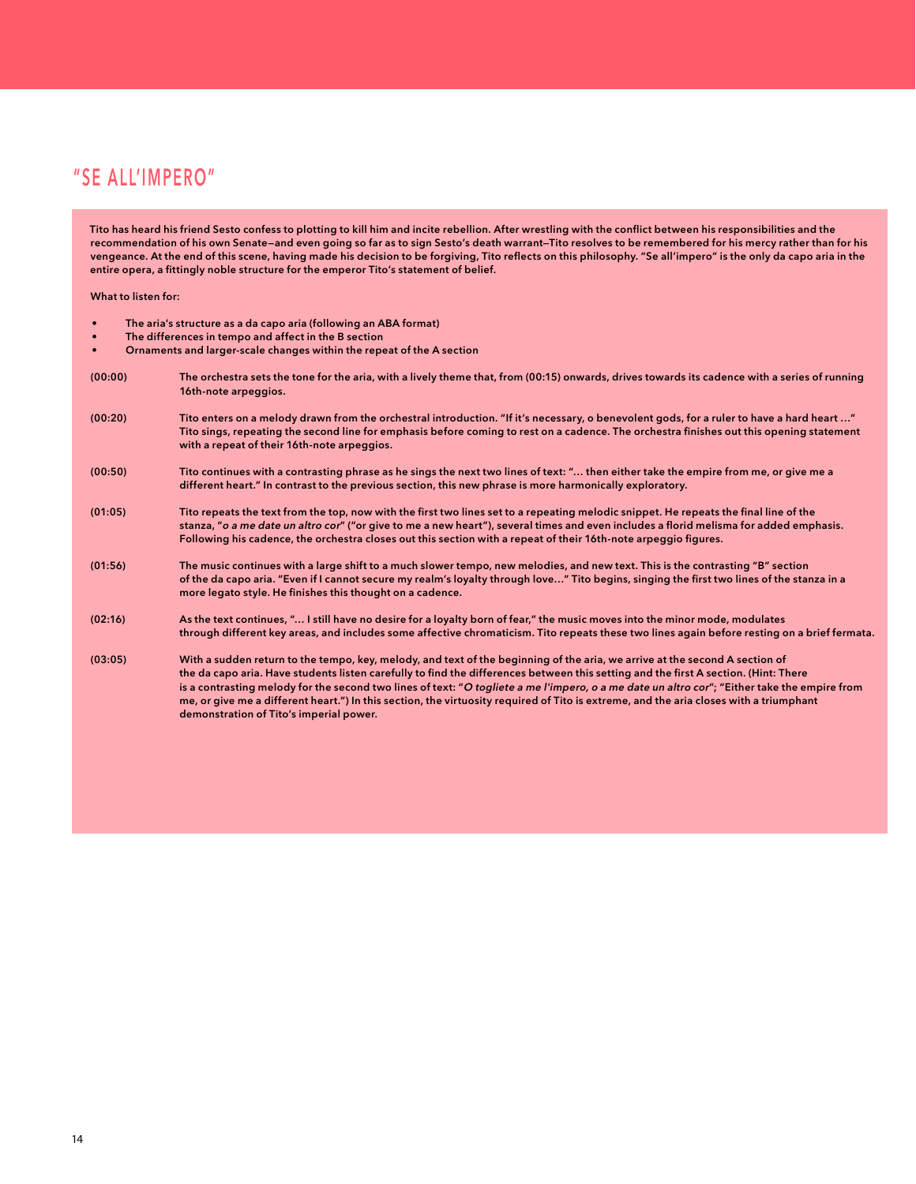## "SE ALL'IMPERO"

**Tito has heard his friend Sesto confess to plotting to kill him and incite rebellion. After wrestling with the conflict between his responsibilities and the recommendation of his own Senate—and even going so far as to sign Sesto's death warrant—Tito resolves to be remembered for his mercy rather than for his vengeance. At the end of this scene, having made his decision to be forgiving, Tito reflects on this philosophy. "Se all'impero" is the only da capo aria in the entire opera, a fittingly noble structure for the emperor Tito's statement of belief.**

**What to listen for:**

- **The aria's structure as a da capo aria (following an ABA format)**
- **The differences in tempo and affect in the B section**
- **Ornaments and larger-scale changes within the repeat of the A section**

**(00:00)** **The orchestra sets the tone for the aria, with a lively theme that, from (00:15) onwards, drives towards its cadence with a series of running 16th-note arpeggios.**

**(00:20)** **Tito enters on a melody drawn from the orchestral introduction. "If it's necessary, o benevolent gods, for a ruler to have a hard heart …" Tito sings, repeating the second line for emphasis before coming to rest on a cadence. The orchestra finishes out this opening statement with a repeat of their 16th-note arpeggios.**

**(00:50)** **Tito continues with a contrasting phrase as he sings the next two lines of text: "… then either take the empire from me, or give me a different heart." In contrast to the previous section, this new phrase is more harmonically exploratory.**

**(01:05)** **Tito repeats the text from the top, now with the first two lines set to a repeating melodic snippet. He repeats the final line of the stanza, "*o a me date un altro cor*" ("or give to me a new heart"), several times and even includes a florid melisma for added emphasis. Following his cadence, the orchestra closes out this section with a repeat of their 16th-note arpeggio figures.**

**(01:56)** **The music continues with a large shift to a much slower tempo, new melodies, and new text. This is the contrasting "B" section of the da capo aria. "Even if I cannot secure my realm's loyalty through love…" Tito begins, singing the first two lines of the stanza in a more legato style. He finishes this thought on a cadence.**

**(02:16)** **As the text continues, "… I still have no desire for a loyalty born of fear," the music moves into the minor mode, modulates through different key areas, and includes some affective chromaticism. Tito repeats these two lines again before resting on a brief fermata.**

**(03:05)** **With a sudden return to the tempo, key, melody, and text of the beginning of the aria, we arrive at the second A section of the da capo aria. Have students listen carefully to find the differences between this setting and the first A section. (Hint: There is a contrasting melody for the second two lines of text: "*O togliete a me l'impero, o a me date un altro cor*"; "Either take the empire from me, or give me a different heart.") In this section, the virtuosity required of Tito is extreme, and the aria closes with a triumphant demonstration of Tito's imperial power.**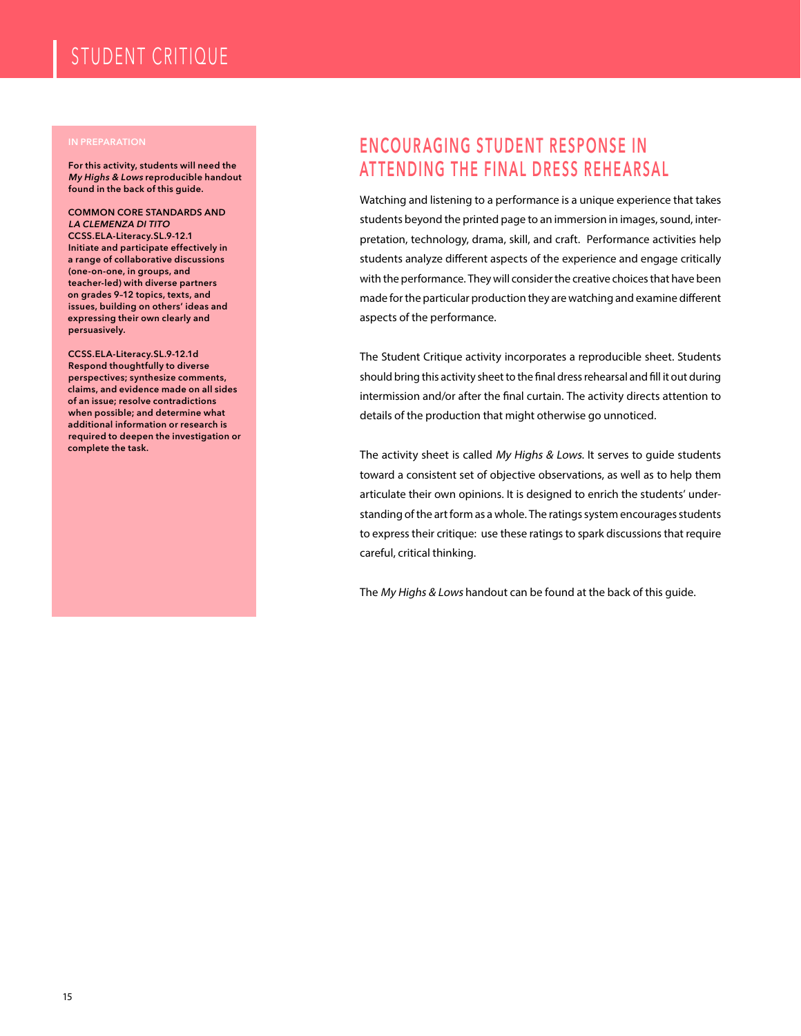# STUDENT CRITIQUE

**IN PREPARATION**

**For this activity, students will need the *My Highs & Lows* reproducible handout found in the back of this guide.**

**COMMON CORE STANDARDS AND *LA CLEMENZA DI TITO***

**CCSS.ELA-Literacy.SL.9-12.1**
**Initiate and participate effectively in a range of collaborative discussions (one-on-one, in groups, and teacher-led) with diverse partners on grades 9–12 topics, texts, and issues, building on others' ideas and expressing their own clearly and persuasively.**

**CCSS.ELA-Literacy.SL.9-12.1d**
**Respond thoughtfully to diverse perspectives; synthesize comments, claims, and evidence made on all sides of an issue; resolve contradictions when possible; and determine what additional information or research is required to deepen the investigation or complete the task.**

## ENCOURAGING STUDENT RESPONSE IN ATTENDING THE FINAL DRESS REHEARSAL

Watching and listening to a performance is a unique experience that takes students beyond the printed page to an immersion in images, sound, interpretation, technology, drama, skill, and craft. Performance activities help students analyze different aspects of the experience and engage critically with the performance. They will consider the creative choices that have been made for the particular production they are watching and examine different aspects of the performance.

The Student Critique activity incorporates a reproducible sheet. Students should bring this activity sheet to the final dress rehearsal and fill it out during intermission and/or after the final curtain. The activity directs attention to details of the production that might otherwise go unnoticed.

The activity sheet is called *My Highs & Lows*. It serves to guide students toward a consistent set of objective observations, as well as to help them articulate their own opinions. It is designed to enrich the students' understanding of the art form as a whole. The ratings system encourages students to express their critique: use these ratings to spark discussions that require careful, critical thinking.

The *My Highs & Lows* handout can be found at the back of this guide.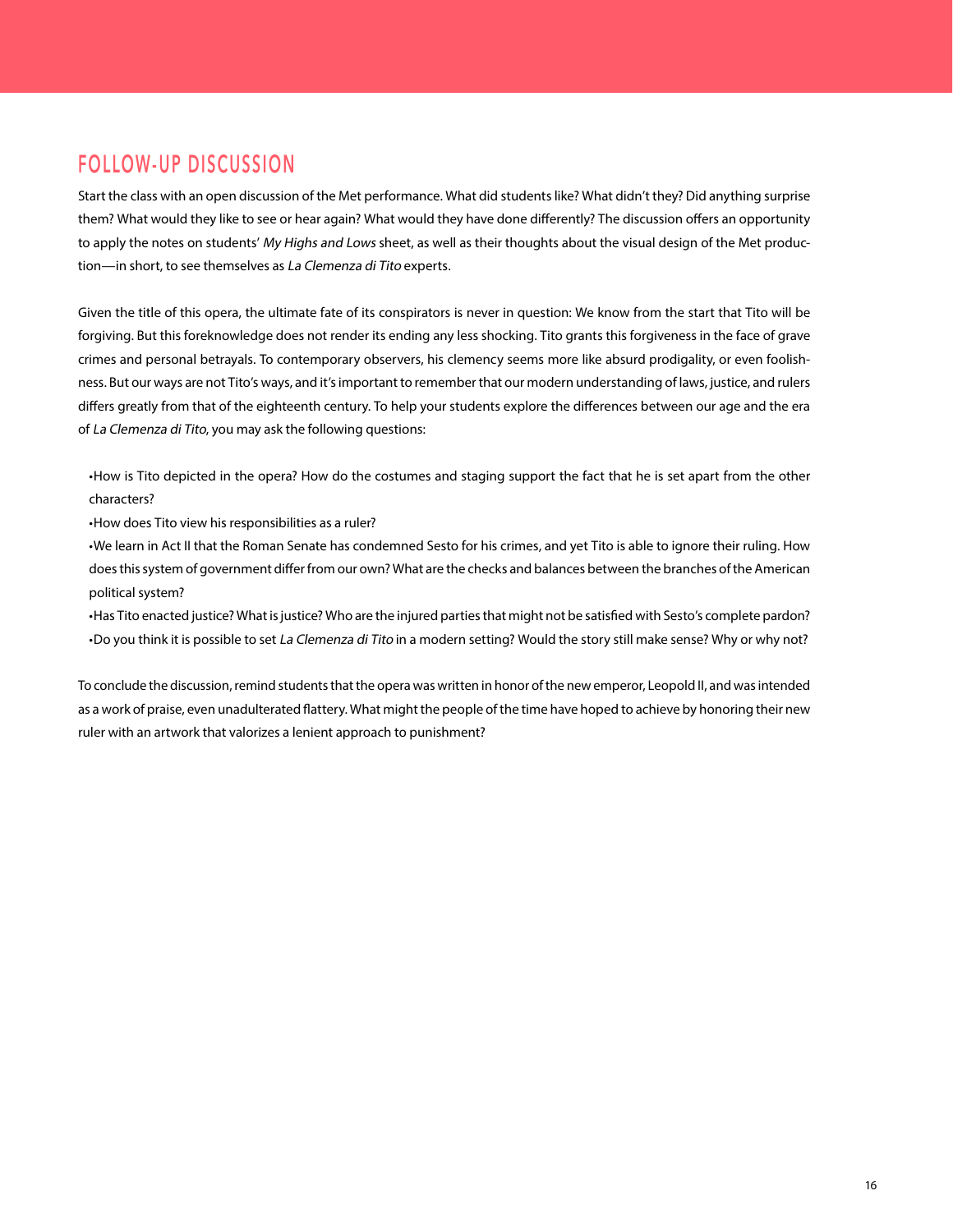## FOLLOW-UP DISCUSSION

Start the class with an open discussion of the Met performance. What did students like? What didn't they? Did anything surprise them? What would they like to see or hear again? What would they have done differently? The discussion offers an opportunity to apply the notes on students' *My Highs and Lows* sheet, as well as their thoughts about the visual design of the Met production—in short, to see themselves as *La Clemenza di Tito* experts.

Given the title of this opera, the ultimate fate of its conspirators is never in question: We know from the start that Tito will be forgiving. But this foreknowledge does not render its ending any less shocking. Tito grants this forgiveness in the face of grave crimes and personal betrayals. To contemporary observers, his clemency seems more like absurd prodigality, or even foolishness. But our ways are not Tito's ways, and it's important to remember that our modern understanding of laws, justice, and rulers differs greatly from that of the eighteenth century. To help your students explore the differences between our age and the era of *La Clemenza di Tito,* you may ask the following questions:

- How is Tito depicted in the opera? How do the costumes and staging support the fact that he is set apart from the other characters?
- How does Tito view his responsibilities as a ruler?
- We learn in Act II that the Roman Senate has condemned Sesto for his crimes, and yet Tito is able to ignore their ruling. How does this system of government differ from our own? What are the checks and balances between the branches of the American political system?
- Has Tito enacted justice? What is justice? Who are the injured parties that might not be satisfied with Sesto's complete pardon?
- Do you think it is possible to set *La Clemenza di Tito* in a modern setting? Would the story still make sense? Why or why not?

To conclude the discussion, remind students that the opera was written in honor of the new emperor, Leopold II, and was intended as a work of praise, even unadulterated flattery. What might the people of the time have hoped to achieve by honoring their new ruler with an artwork that valorizes a lenient approach to punishment?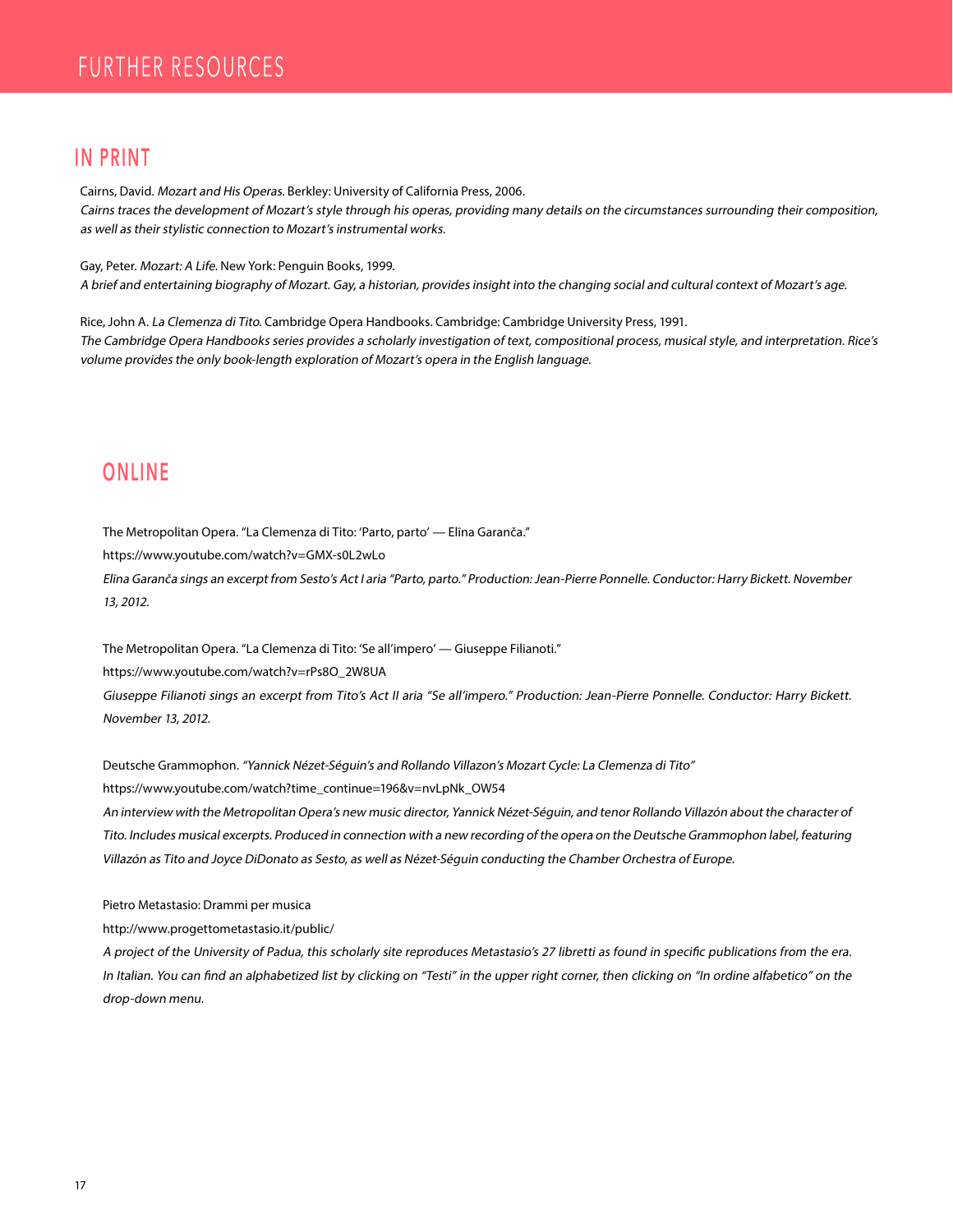# FURTHER RESOURCES

## IN PRINT

Cairns, David. *Mozart and His Operas*. Berkley: University of California Press, 2006.
*Cairns traces the development of Mozart's style through his operas, providing many details on the circumstances surrounding their composition, as well as their stylistic connection to Mozart's instrumental works.*

Gay, Peter. *Mozart: A Life*. New York: Penguin Books, 1999.
*A brief and entertaining biography of Mozart. Gay, a historian, provides insight into the changing social and cultural context of Mozart's age.*

Rice, John A. *La Clemenza di Tito*. Cambridge Opera Handbooks. Cambridge: Cambridge University Press, 1991.
*The Cambridge Opera Handbooks series provides a scholarly investigation of text, compositional process, musical style, and interpretation. Rice's volume provides the only book-length exploration of Mozart's opera in the English language.*

## ONLINE

The Metropolitan Opera. "La Clemenza di Tito: 'Parto, parto' — Elīna Garanča."
https://www.youtube.com/watch?v=GMX-s0L2wLo
*Elīna Garanča sings an excerpt from Sesto's Act I aria "Parto, parto." Production: Jean-Pierre Ponnelle. Conductor: Harry Bickett. November 13, 2012.*

The Metropolitan Opera. "La Clemenza di Tito: 'Se all'impero' — Giuseppe Filianoti."
https://www.youtube.com/watch?v=rPs8O_2W8UA
*Giuseppe Filianoti sings an excerpt from Tito's Act II aria "Se all'impero." Production: Jean-Pierre Ponnelle. Conductor: Harry Bickett. November 13, 2012.*

Deutsche Grammophon. *"Yannick Nézet-Séguin's and Rollando Villazon's Mozart Cycle: La Clemenza di Tito"*
https://www.youtube.com/watch?time_continue=196&v=nvLpNk_OW54
*An interview with the Metropolitan Opera's new music director, Yannick Nézet-Séguin, and tenor Rollando Villazón about the character of Tito. Includes musical excerpts. Produced in connection with a new recording of the opera on the Deutsche Grammophon label, featuring Villazón as Tito and Joyce DiDonato as Sesto, as well as Nézet-Séguin conducting the Chamber Orchestra of Europe.*

Pietro Metastasio: Drammi per musica
http://www.progettometastasio.it/public/
*A project of the University of Padua, this scholarly site reproduces Metastasio's 27 libretti as found in specific publications from the era. In Italian. You can find an alphabetized list by clicking on "Testi" in the upper right corner, then clicking on "In ordine alfabetico" on the drop-down menu.*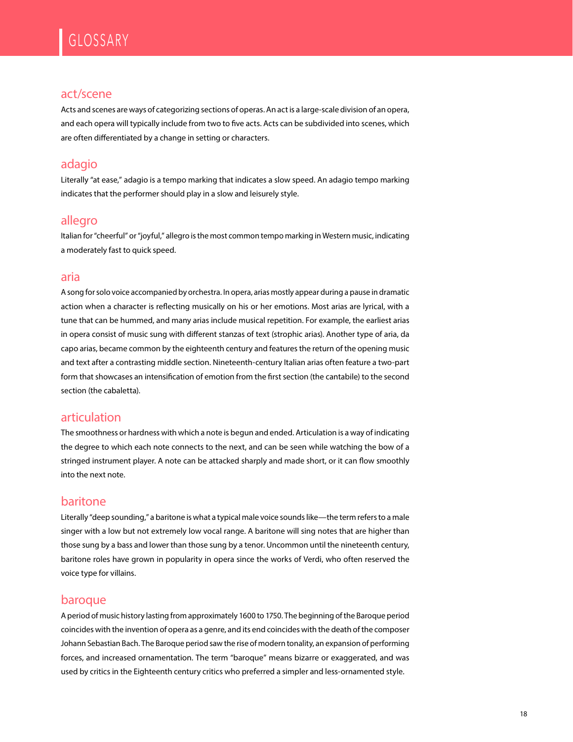# GLOSSARY

## act/scene

Acts and scenes are ways of categorizing sections of operas. An act is a large-scale division of an opera, and each opera will typically include from two to five acts. Acts can be subdivided into scenes, which are often differentiated by a change in setting or characters.

## adagio

Literally "at ease," adagio is a tempo marking that indicates a slow speed. An adagio tempo marking indicates that the performer should play in a slow and leisurely style.

## allegro

Italian for "cheerful" or "joyful," allegro is the most common tempo marking in Western music, indicating a moderately fast to quick speed.

## aria

A song for solo voice accompanied by orchestra. In opera, arias mostly appear during a pause in dramatic action when a character is reflecting musically on his or her emotions. Most arias are lyrical, with a tune that can be hummed, and many arias include musical repetition. For example, the earliest arias in opera consist of music sung with different stanzas of text (strophic arias). Another type of aria, da capo arias, became common by the eighteenth century and features the return of the opening music and text after a contrasting middle section. Nineteenth-century Italian arias often feature a two-part form that showcases an intensification of emotion from the first section (the cantabile) to the second section (the cabaletta).

## articulation

The smoothness or hardness with which a note is begun and ended. Articulation is a way of indicating the degree to which each note connects to the next, and can be seen while watching the bow of a stringed instrument player. A note can be attacked sharply and made short, or it can flow smoothly into the next note.

## baritone

Literally "deep sounding," a baritone is what a typical male voice sounds like—the term refers to a male singer with a low but not extremely low vocal range. A baritone will sing notes that are higher than those sung by a bass and lower than those sung by a tenor. Uncommon until the nineteenth century, baritone roles have grown in popularity in opera since the works of Verdi, who often reserved the voice type for villains.

## baroque

A period of music history lasting from approximately 1600 to 1750. The beginning of the Baroque period coincides with the invention of opera as a genre, and its end coincides with the death of the composer Johann Sebastian Bach. The Baroque period saw the rise of modern tonality, an expansion of performing forces, and increased ornamentation. The term "baroque" means bizarre or exaggerated, and was used by critics in the Eighteenth century critics who preferred a simpler and less-ornamented style.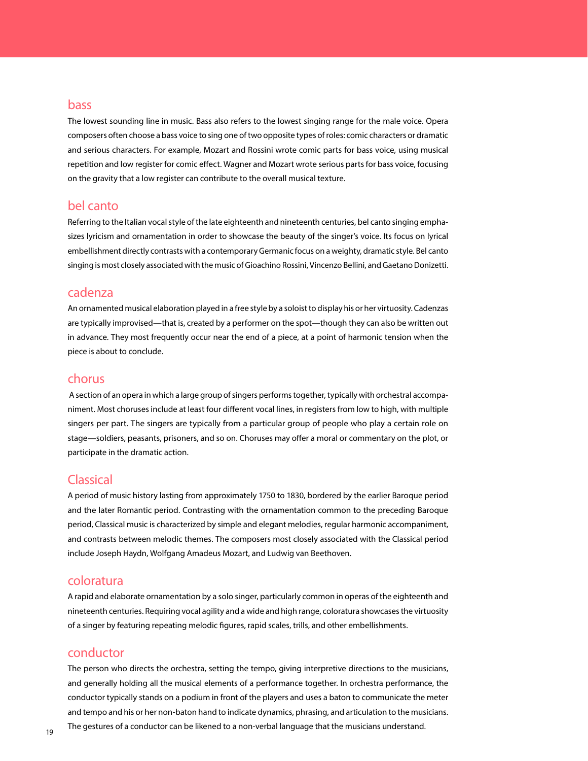## bass

The lowest sounding line in music. Bass also refers to the lowest singing range for the male voice. Opera composers often choose a bass voice to sing one of two opposite types of roles: comic characters or dramatic and serious characters. For example, Mozart and Rossini wrote comic parts for bass voice, using musical repetition and low register for comic effect. Wagner and Mozart wrote serious parts for bass voice, focusing on the gravity that a low register can contribute to the overall musical texture.

## bel canto

Referring to the Italian vocal style of the late eighteenth and nineteenth centuries, bel canto singing emphasizes lyricism and ornamentation in order to showcase the beauty of the singer's voice. Its focus on lyrical embellishment directly contrasts with a contemporary Germanic focus on a weighty, dramatic style. Bel canto singing is most closely associated with the music of Gioachino Rossini, Vincenzo Bellini, and Gaetano Donizetti.

## cadenza

An ornamented musical elaboration played in a free style by a soloist to display his or her virtuosity. Cadenzas are typically improvised—that is, created by a performer on the spot—though they can also be written out in advance. They most frequently occur near the end of a piece, at a point of harmonic tension when the piece is about to conclude.

## chorus

A section of an opera in which a large group of singers performs together, typically with orchestral accompaniment. Most choruses include at least four different vocal lines, in registers from low to high, with multiple singers per part. The singers are typically from a particular group of people who play a certain role on stage—soldiers, peasants, prisoners, and so on. Choruses may offer a moral or commentary on the plot, or participate in the dramatic action.

## Classical

A period of music history lasting from approximately 1750 to 1830, bordered by the earlier Baroque period and the later Romantic period. Contrasting with the ornamentation common to the preceding Baroque period, Classical music is characterized by simple and elegant melodies, regular harmonic accompaniment, and contrasts between melodic themes. The composers most closely associated with the Classical period include Joseph Haydn, Wolfgang Amadeus Mozart, and Ludwig van Beethoven.

## coloratura

A rapid and elaborate ornamentation by a solo singer, particularly common in operas of the eighteenth and nineteenth centuries. Requiring vocal agility and a wide and high range, coloratura showcases the virtuosity of a singer by featuring repeating melodic figures, rapid scales, trills, and other embellishments.

## conductor

The person who directs the orchestra, setting the tempo, giving interpretive directions to the musicians, and generally holding all the musical elements of a performance together. In orchestra performance, the conductor typically stands on a podium in front of the players and uses a baton to communicate the meter and tempo and his or her non-baton hand to indicate dynamics, phrasing, and articulation to the musicians. The gestures of a conductor can be likened to a non-verbal language that the musicians understand.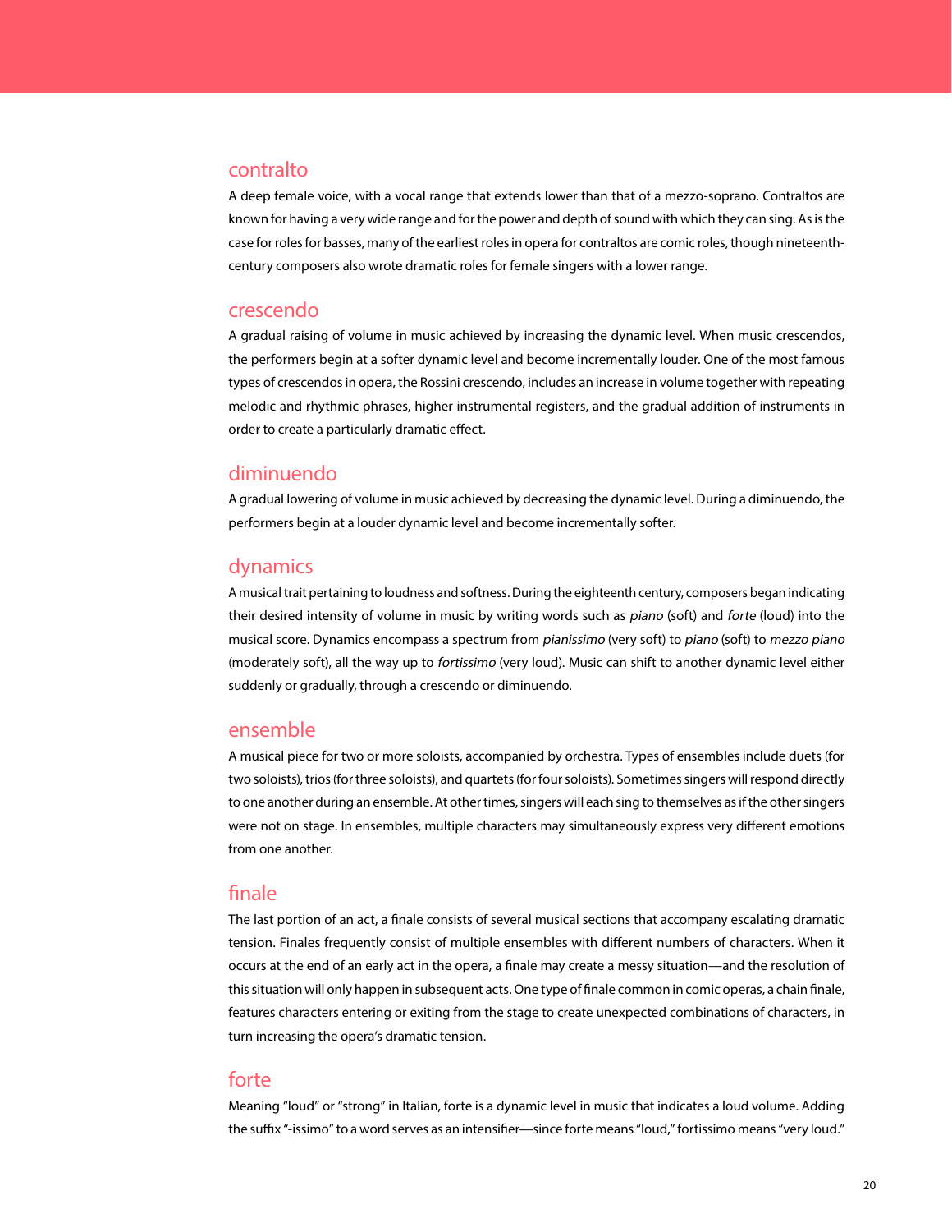## contralto

A deep female voice, with a vocal range that extends lower than that of a mezzo-soprano. Contraltos are known for having a very wide range and for the power and depth of sound with which they can sing. As is the case for roles for basses, many of the earliest roles in opera for contraltos are comic roles, though nineteenth-century composers also wrote dramatic roles for female singers with a lower range.

## crescendo

A gradual raising of volume in music achieved by increasing the dynamic level. When music crescendos, the performers begin at a softer dynamic level and become incrementally louder. One of the most famous types of crescendos in opera, the Rossini crescendo, includes an increase in volume together with repeating melodic and rhythmic phrases, higher instrumental registers, and the gradual addition of instruments in order to create a particularly dramatic effect.

## diminuendo

A gradual lowering of volume in music achieved by decreasing the dynamic level. During a diminuendo, the performers begin at a louder dynamic level and become incrementally softer.

## dynamics

A musical trait pertaining to loudness and softness. During the eighteenth century, composers began indicating their desired intensity of volume in music by writing words such as *piano* (soft) and *forte* (loud) into the musical score. Dynamics encompass a spectrum from *pianissimo* (very soft) to *piano* (soft) to *mezzo piano* (moderately soft), all the way up to *fortissimo* (very loud). Music can shift to another dynamic level either suddenly or gradually, through a crescendo or diminuendo.

## ensemble

A musical piece for two or more soloists, accompanied by orchestra. Types of ensembles include duets (for two soloists), trios (for three soloists), and quartets (for four soloists). Sometimes singers will respond directly to one another during an ensemble. At other times, singers will each sing to themselves as if the other singers were not on stage. In ensembles, multiple characters may simultaneously express very different emotions from one another.

## finale

The last portion of an act, a finale consists of several musical sections that accompany escalating dramatic tension. Finales frequently consist of multiple ensembles with different numbers of characters. When it occurs at the end of an early act in the opera, a finale may create a messy situation—and the resolution of this situation will only happen in subsequent acts. One type of finale common in comic operas, a chain finale, features characters entering or exiting from the stage to create unexpected combinations of characters, in turn increasing the opera's dramatic tension.

## forte

Meaning "loud" or "strong" in Italian, forte is a dynamic level in music that indicates a loud volume. Adding the suffix "-issimo" to a word serves as an intensifier—since forte means "loud," fortissimo means "very loud."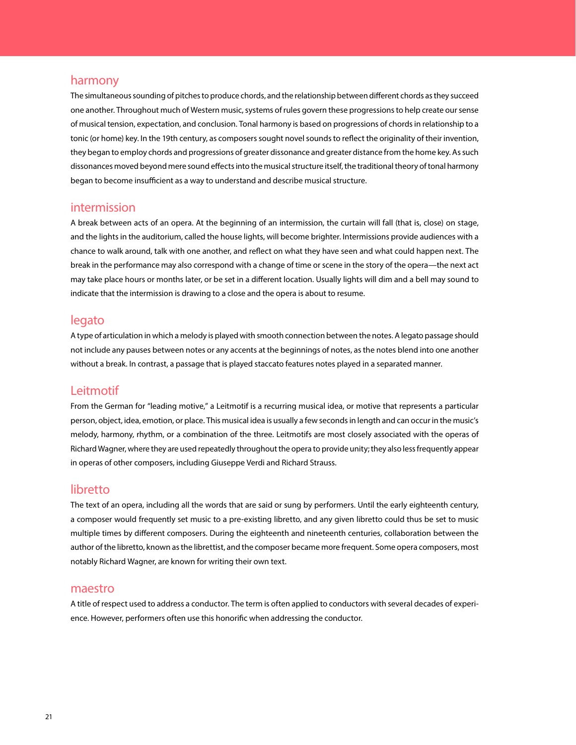## harmony

The simultaneous sounding of pitches to produce chords, and the relationship between different chords as they succeed one another. Throughout much of Western music, systems of rules govern these progressions to help create our sense of musical tension, expectation, and conclusion. Tonal harmony is based on progressions of chords in relationship to a tonic (or home) key. In the 19th century, as composers sought novel sounds to reflect the originality of their invention, they began to employ chords and progressions of greater dissonance and greater distance from the home key. As such dissonances moved beyond mere sound effects into the musical structure itself, the traditional theory of tonal harmony began to become insufficient as a way to understand and describe musical structure.

## intermission

A break between acts of an opera. At the beginning of an intermission, the curtain will fall (that is, close) on stage, and the lights in the auditorium, called the house lights, will become brighter. Intermissions provide audiences with a chance to walk around, talk with one another, and reflect on what they have seen and what could happen next. The break in the performance may also correspond with a change of time or scene in the story of the opera—the next act may take place hours or months later, or be set in a different location. Usually lights will dim and a bell may sound to indicate that the intermission is drawing to a close and the opera is about to resume.

## legato

A type of articulation in which a melody is played with smooth connection between the notes. A legato passage should not include any pauses between notes or any accents at the beginnings of notes, as the notes blend into one another without a break. In contrast, a passage that is played staccato features notes played in a separated manner.

## Leitmotif

From the German for "leading motive," a Leitmotif is a recurring musical idea, or motive that represents a particular person, object, idea, emotion, or place. This musical idea is usually a few seconds in length and can occur in the music's melody, harmony, rhythm, or a combination of the three. Leitmotifs are most closely associated with the operas of Richard Wagner, where they are used repeatedly throughout the opera to provide unity; they also less frequently appear in operas of other composers, including Giuseppe Verdi and Richard Strauss.

## libretto

The text of an opera, including all the words that are said or sung by performers. Until the early eighteenth century, a composer would frequently set music to a pre-existing libretto, and any given libretto could thus be set to music multiple times by different composers. During the eighteenth and nineteenth centuries, collaboration between the author of the libretto, known as the librettist, and the composer became more frequent. Some opera composers, most notably Richard Wagner, are known for writing their own text.

## maestro

A title of respect used to address a conductor. The term is often applied to conductors with several decades of experience. However, performers often use this honorific when addressing the conductor.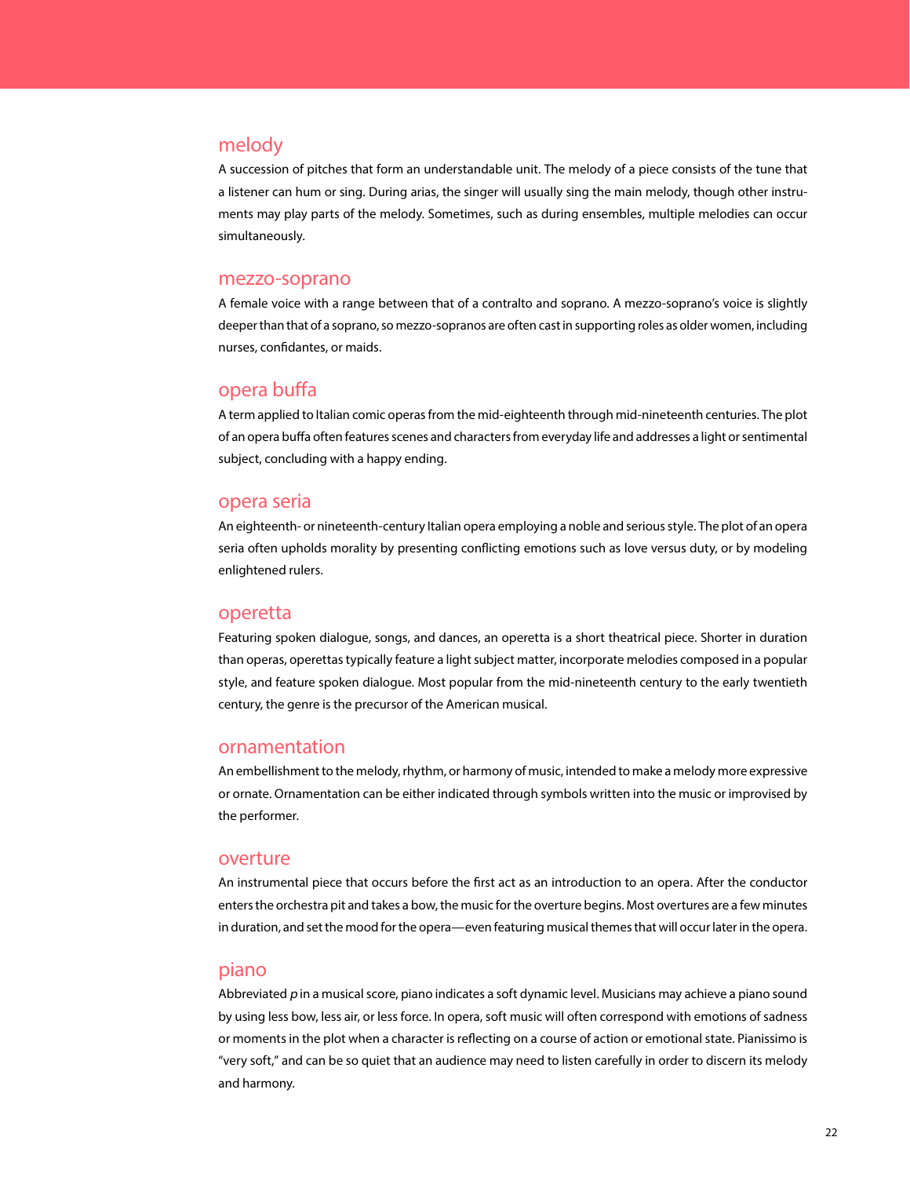## melody

A succession of pitches that form an understandable unit. The melody of a piece consists of the tune that a listener can hum or sing. During arias, the singer will usually sing the main melody, though other instruments may play parts of the melody. Sometimes, such as during ensembles, multiple melodies can occur simultaneously.

## mezzo-soprano

A female voice with a range between that of a contralto and soprano. A mezzo-soprano's voice is slightly deeper than that of a soprano, so mezzo-sopranos are often cast in supporting roles as older women, including nurses, confidantes, or maids.

## opera buffa

A term applied to Italian comic operas from the mid-eighteenth through mid-nineteenth centuries. The plot of an opera buffa often features scenes and characters from everyday life and addresses a light or sentimental subject, concluding with a happy ending.

## opera seria

An eighteenth- or nineteenth-century Italian opera employing a noble and serious style. The plot of an opera seria often upholds morality by presenting conflicting emotions such as love versus duty, or by modeling enlightened rulers.

## operetta

Featuring spoken dialogue, songs, and dances, an operetta is a short theatrical piece. Shorter in duration than operas, operettas typically feature a light subject matter, incorporate melodies composed in a popular style, and feature spoken dialogue. Most popular from the mid-nineteenth century to the early twentieth century, the genre is the precursor of the American musical.

## ornamentation

An embellishment to the melody, rhythm, or harmony of music, intended to make a melody more expressive or ornate. Ornamentation can be either indicated through symbols written into the music or improvised by the performer.

## overture

An instrumental piece that occurs before the first act as an introduction to an opera. After the conductor enters the orchestra pit and takes a bow, the music for the overture begins. Most overtures are a few minutes in duration, and set the mood for the opera—even featuring musical themes that will occur later in the opera.

## piano

Abbreviated *p* in a musical score, piano indicates a soft dynamic level. Musicians may achieve a piano sound by using less bow, less air, or less force. In opera, soft music will often correspond with emotions of sadness or moments in the plot when a character is reflecting on a course of action or emotional state. Pianissimo is "very soft," and can be so quiet that an audience may need to listen carefully in order to discern its melody and harmony.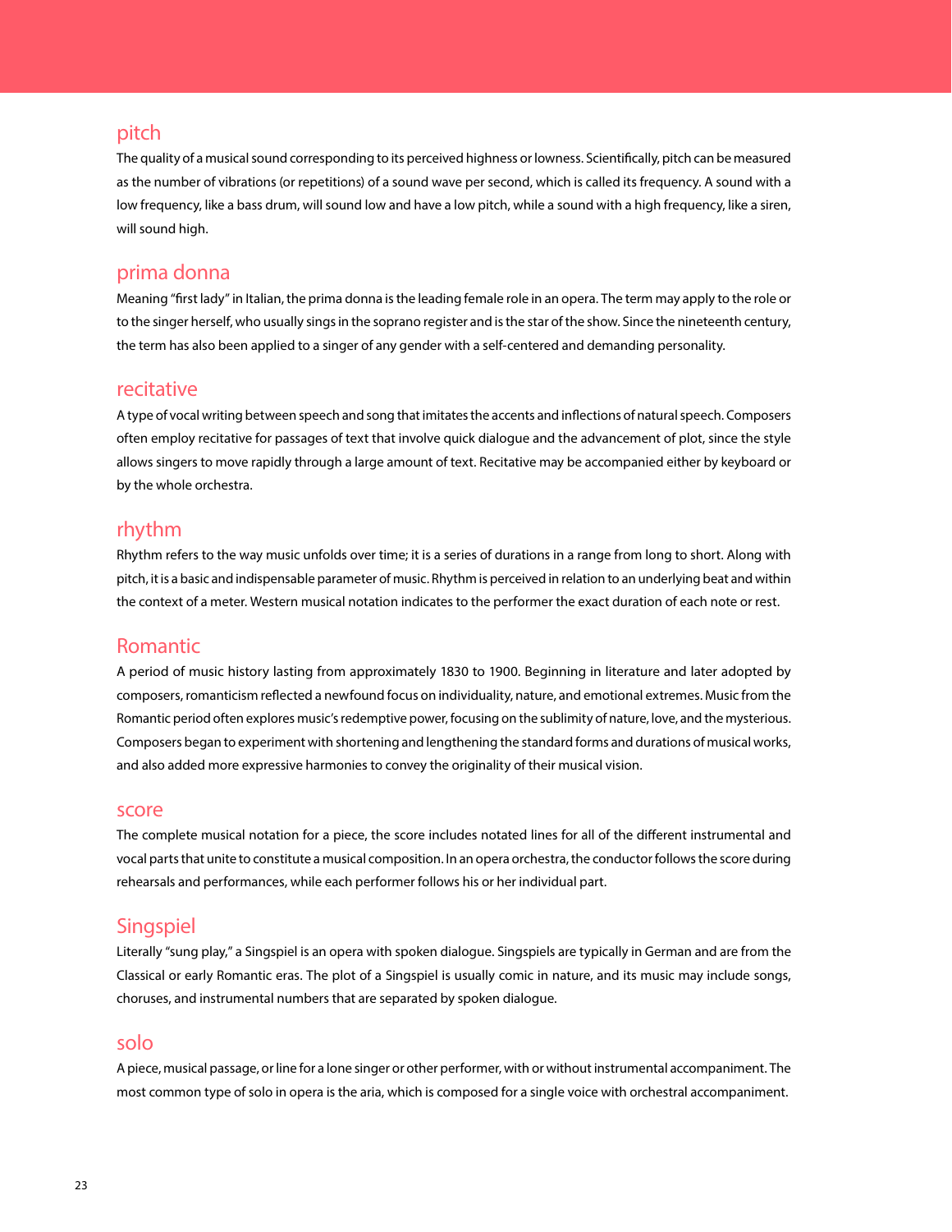## pitch

The quality of a musical sound corresponding to its perceived highness or lowness. Scientifically, pitch can be measured as the number of vibrations (or repetitions) of a sound wave per second, which is called its frequency. A sound with a low frequency, like a bass drum, will sound low and have a low pitch, while a sound with a high frequency, like a siren, will sound high.

## prima donna

Meaning "first lady" in Italian, the prima donna is the leading female role in an opera. The term may apply to the role or to the singer herself, who usually sings in the soprano register and is the star of the show. Since the nineteenth century, the term has also been applied to a singer of any gender with a self-centered and demanding personality.

## recitative

A type of vocal writing between speech and song that imitates the accents and inflections of natural speech. Composers often employ recitative for passages of text that involve quick dialogue and the advancement of plot, since the style allows singers to move rapidly through a large amount of text. Recitative may be accompanied either by keyboard or by the whole orchestra.

## rhythm

Rhythm refers to the way music unfolds over time; it is a series of durations in a range from long to short. Along with pitch, it is a basic and indispensable parameter of music. Rhythm is perceived in relation to an underlying beat and within the context of a meter. Western musical notation indicates to the performer the exact duration of each note or rest.

## Romantic

A period of music history lasting from approximately 1830 to 1900. Beginning in literature and later adopted by composers, romanticism reflected a newfound focus on individuality, nature, and emotional extremes. Music from the Romantic period often explores music's redemptive power, focusing on the sublimity of nature, love, and the mysterious. Composers began to experiment with shortening and lengthening the standard forms and durations of musical works, and also added more expressive harmonies to convey the originality of their musical vision.

## score

The complete musical notation for a piece, the score includes notated lines for all of the different instrumental and vocal parts that unite to constitute a musical composition. In an opera orchestra, the conductor follows the score during rehearsals and performances, while each performer follows his or her individual part.

## Singspiel

Literally "sung play," a Singspiel is an opera with spoken dialogue. Singspiels are typically in German and are from the Classical or early Romantic eras. The plot of a Singspiel is usually comic in nature, and its music may include songs, choruses, and instrumental numbers that are separated by spoken dialogue.

## solo

A piece, musical passage, or line for a lone singer or other performer, with or without instrumental accompaniment. The most common type of solo in opera is the aria, which is composed for a single voice with orchestral accompaniment.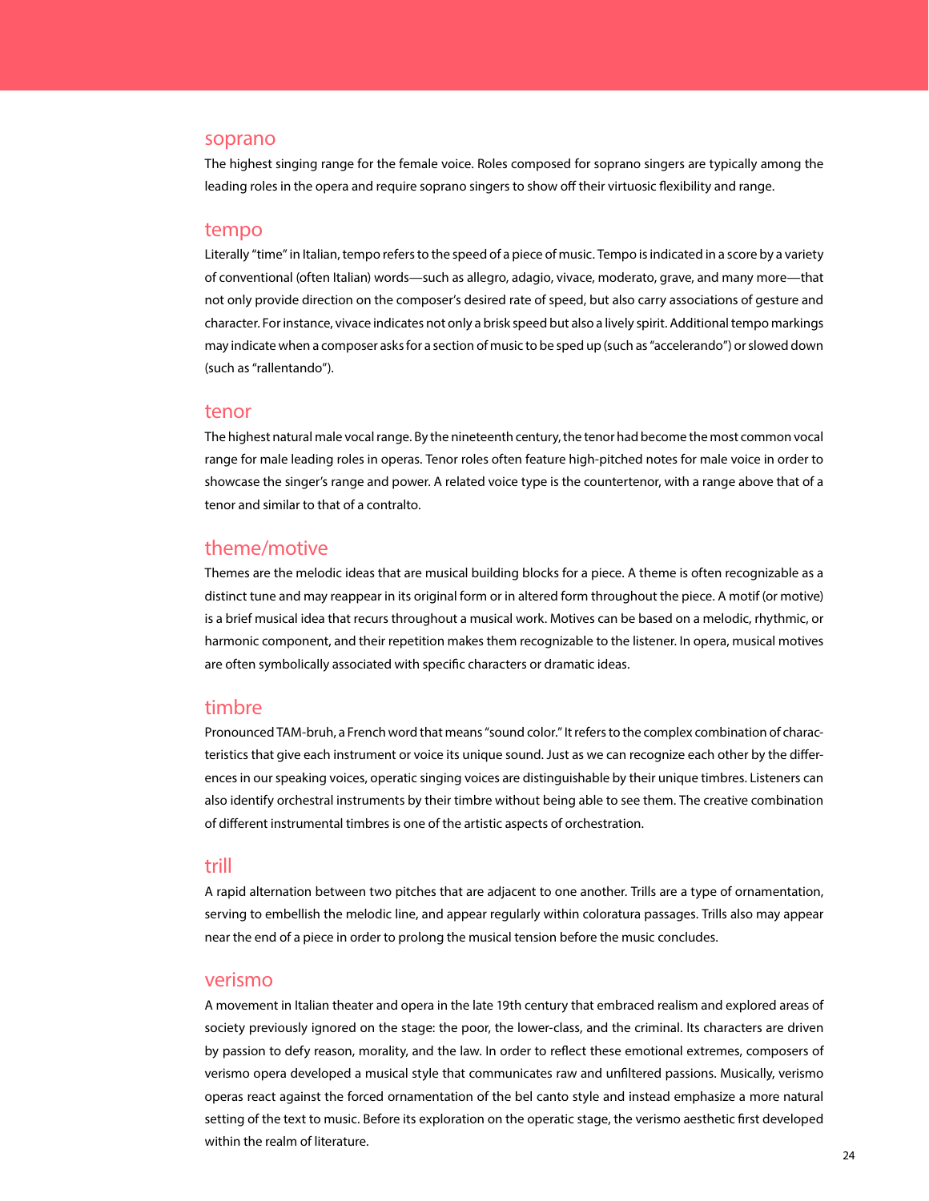## soprano

The highest singing range for the female voice. Roles composed for soprano singers are typically among the leading roles in the opera and require soprano singers to show off their virtuosic flexibility and range.

## tempo

Literally "time" in Italian, tempo refers to the speed of a piece of music. Tempo is indicated in a score by a variety of conventional (often Italian) words—such as allegro, adagio, vivace, moderato, grave, and many more—that not only provide direction on the composer's desired rate of speed, but also carry associations of gesture and character. For instance, vivace indicates not only a brisk speed but also a lively spirit. Additional tempo markings may indicate when a composer asks for a section of music to be sped up (such as "accelerando") or slowed down (such as "rallentando").

## tenor

The highest natural male vocal range. By the nineteenth century, the tenor had become the most common vocal range for male leading roles in operas. Tenor roles often feature high-pitched notes for male voice in order to showcase the singer's range and power. A related voice type is the countertenor, with a range above that of a tenor and similar to that of a contralto.

## theme/motive

Themes are the melodic ideas that are musical building blocks for a piece. A theme is often recognizable as a distinct tune and may reappear in its original form or in altered form throughout the piece. A motif (or motive) is a brief musical idea that recurs throughout a musical work. Motives can be based on a melodic, rhythmic, or harmonic component, and their repetition makes them recognizable to the listener. In opera, musical motives are often symbolically associated with specific characters or dramatic ideas.

## timbre

Pronounced TAM-bruh, a French word that means "sound color." It refers to the complex combination of characteristics that give each instrument or voice its unique sound. Just as we can recognize each other by the differences in our speaking voices, operatic singing voices are distinguishable by their unique timbres. Listeners can also identify orchestral instruments by their timbre without being able to see them. The creative combination of different instrumental timbres is one of the artistic aspects of orchestration.

## trill

A rapid alternation between two pitches that are adjacent to one another. Trills are a type of ornamentation, serving to embellish the melodic line, and appear regularly within coloratura passages. Trills also may appear near the end of a piece in order to prolong the musical tension before the music concludes.

## verismo

A movement in Italian theater and opera in the late 19th century that embraced realism and explored areas of society previously ignored on the stage: the poor, the lower-class, and the criminal. Its characters are driven by passion to defy reason, morality, and the law. In order to reflect these emotional extremes, composers of verismo opera developed a musical style that communicates raw and unfiltered passions. Musically, verismo operas react against the forced ornamentation of the bel canto style and instead emphasize a more natural setting of the text to music. Before its exploration on the operatic stage, the verismo aesthetic first developed within the realm of literature.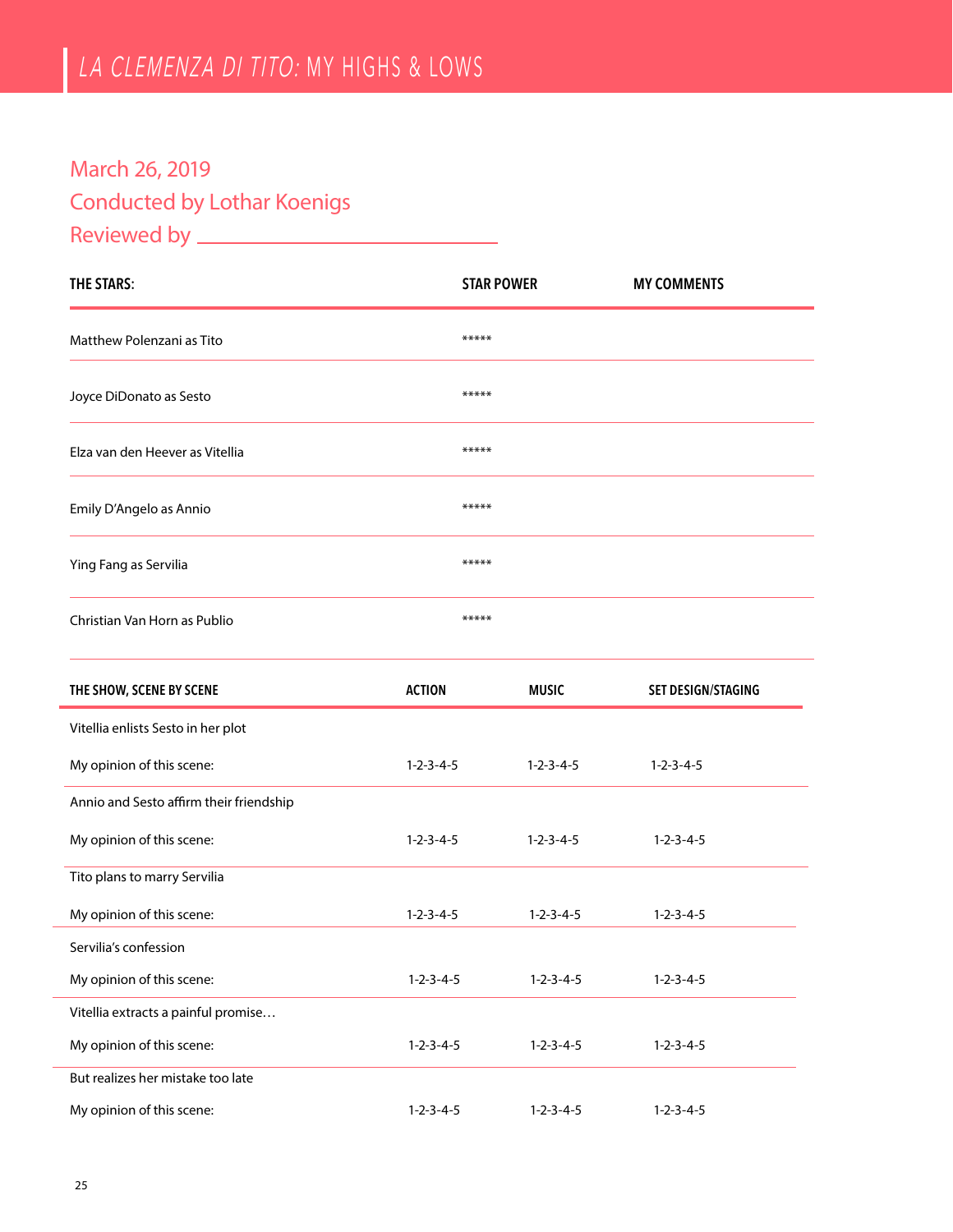# *LA CLEMENZA DI TITO:* MY HIGHS & LOWS

March 26, 2019

Conducted by Lothar Koenigs

Reviewed by ______________________________

| THE STARS: | STAR POWER | MY COMMENTS |
|---|---|---|
| Matthew Polenzani as Tito | ***** | |
| Joyce DiDonato as Sesto | ***** | |
| Elza van den Heever as Vitellia | ***** | |
| Emily D'Angelo as Annio | ***** | |
| Ying Fang as Servilia | ***** | |
| Christian Van Horn as Publio | ***** | |

| THE SHOW, SCENE BY SCENE | ACTION | MUSIC | SET DESIGN/STAGING |
|---|---|---|---|
| Vitellia enlists Sesto in her plot | | | |
| My opinion of this scene: | 1-2-3-4-5 | 1-2-3-4-5 | 1-2-3-4-5 |
| Annio and Sesto affirm their friendship | | | |
| My opinion of this scene: | 1-2-3-4-5 | 1-2-3-4-5 | 1-2-3-4-5 |
| Tito plans to marry Servilia | | | |
| My opinion of this scene: | 1-2-3-4-5 | 1-2-3-4-5 | 1-2-3-4-5 |
| Servilia's confession | | | |
| My opinion of this scene: | 1-2-3-4-5 | 1-2-3-4-5 | 1-2-3-4-5 |
| Vitellia extracts a painful promise… | | | |
| My opinion of this scene: | 1-2-3-4-5 | 1-2-3-4-5 | 1-2-3-4-5 |
| But realizes her mistake too late | | | |
| My opinion of this scene: | 1-2-3-4-5 | 1-2-3-4-5 | 1-2-3-4-5 |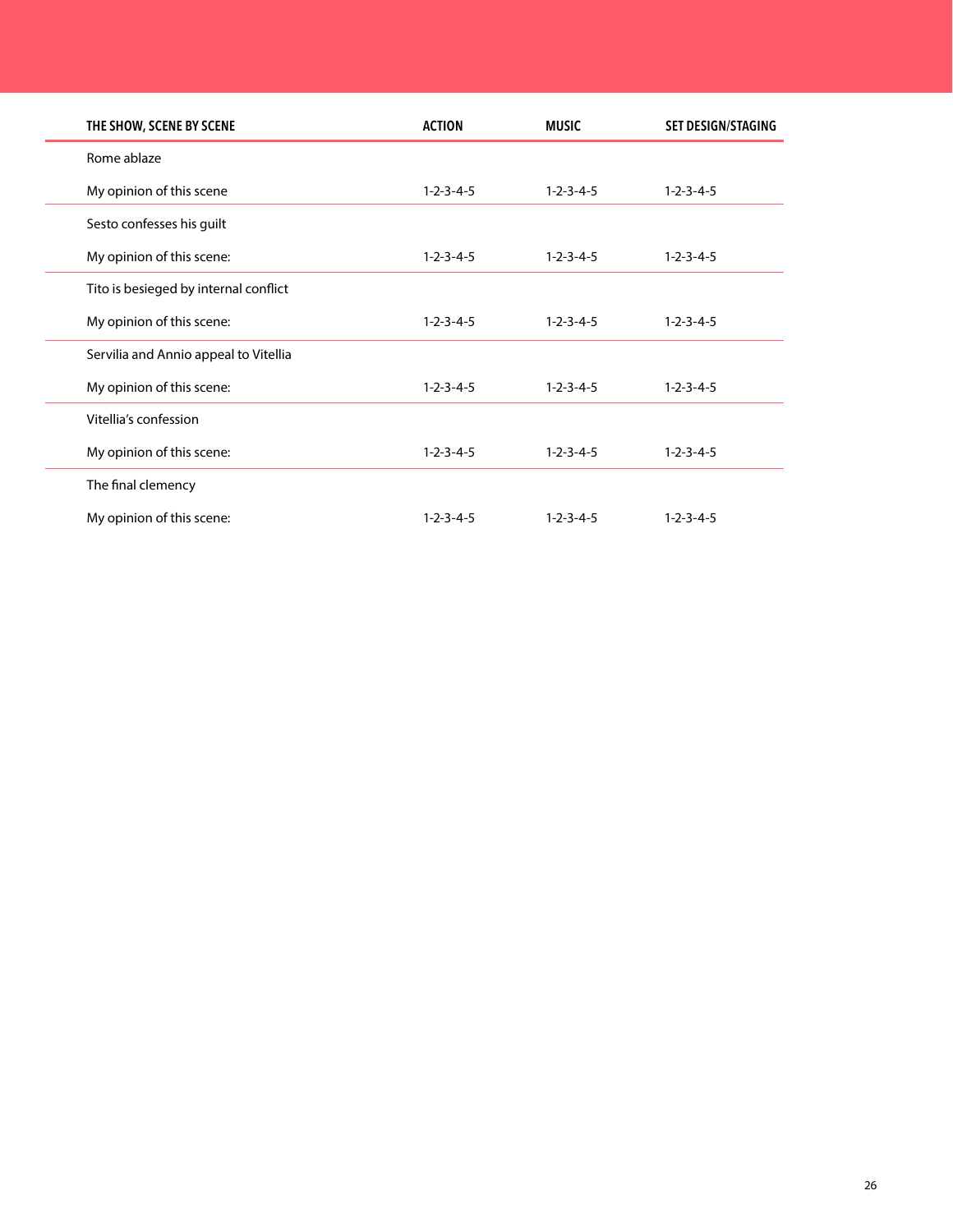| THE SHOW, SCENE BY SCENE | ACTION | MUSIC | SET DESIGN/STAGING |
|---|---|---|---|
| Rome ablaze | | | |
| My opinion of this scene | 1-2-3-4-5 | 1-2-3-4-5 | 1-2-3-4-5 |
| Sesto confesses his guilt | | | |
| My opinion of this scene: | 1-2-3-4-5 | 1-2-3-4-5 | 1-2-3-4-5 |
| Tito is besieged by internal conflict | | | |
| My opinion of this scene: | 1-2-3-4-5 | 1-2-3-4-5 | 1-2-3-4-5 |
| Servilia and Annio appeal to Vitellia | | | |
| My opinion of this scene: | 1-2-3-4-5 | 1-2-3-4-5 | 1-2-3-4-5 |
| Vitellia's confession | | | |
| My opinion of this scene: | 1-2-3-4-5 | 1-2-3-4-5 | 1-2-3-4-5 |
| The final clemency | | | |
| My opinion of this scene: | 1-2-3-4-5 | 1-2-3-4-5 | 1-2-3-4-5 |